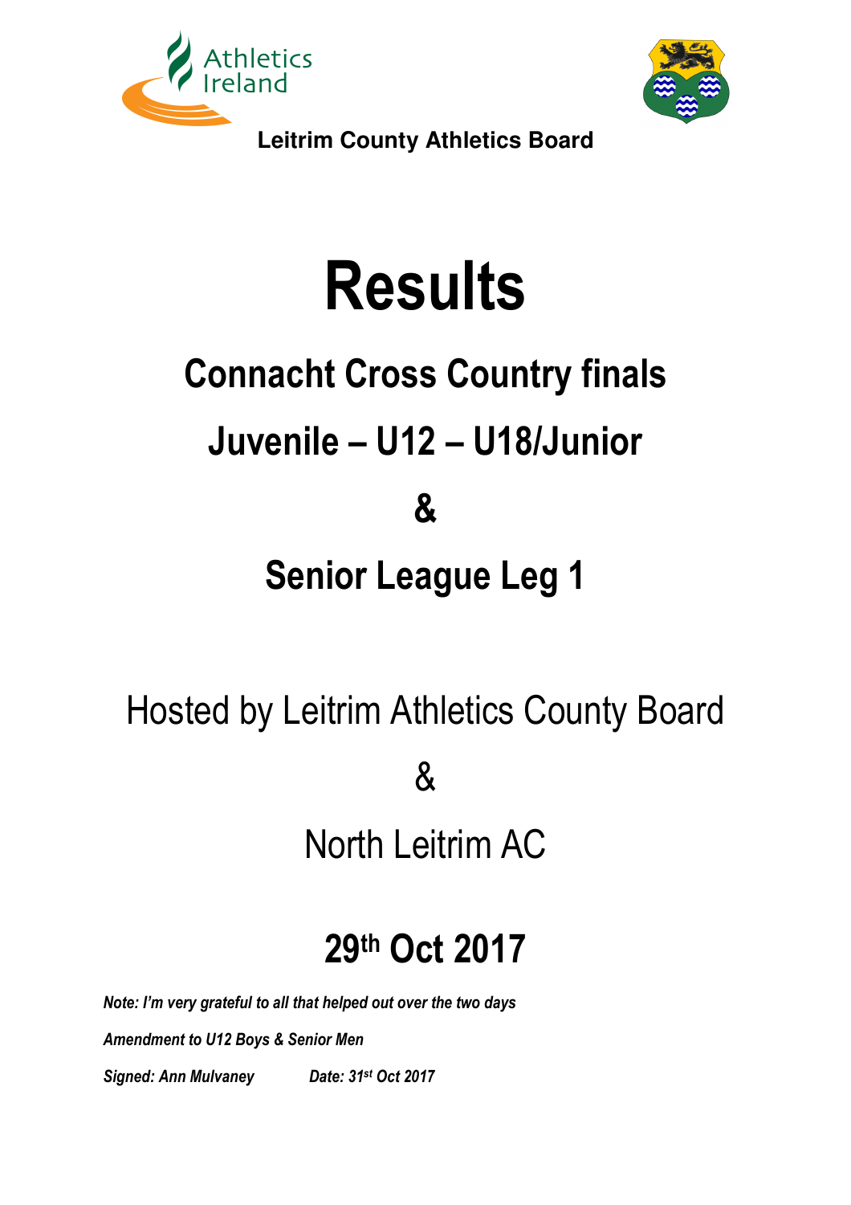Athletics Ireland

**Leitrim County Athletics Board**

# Results

## Connacht Cross Country finals

## Juvenile – U12 – U18/Junior

## &

## Senior League Leg 1

Hosted by Leitrim Athletics County Board

&

North Leitrim AC

## 29th Oct 2017

***Note: I'm very grateful to all that helped out over the two days***

***Amendment to U12 Boys & Senior Men***

***Signed: Ann Mulvaney          Date: 31st Oct 2017***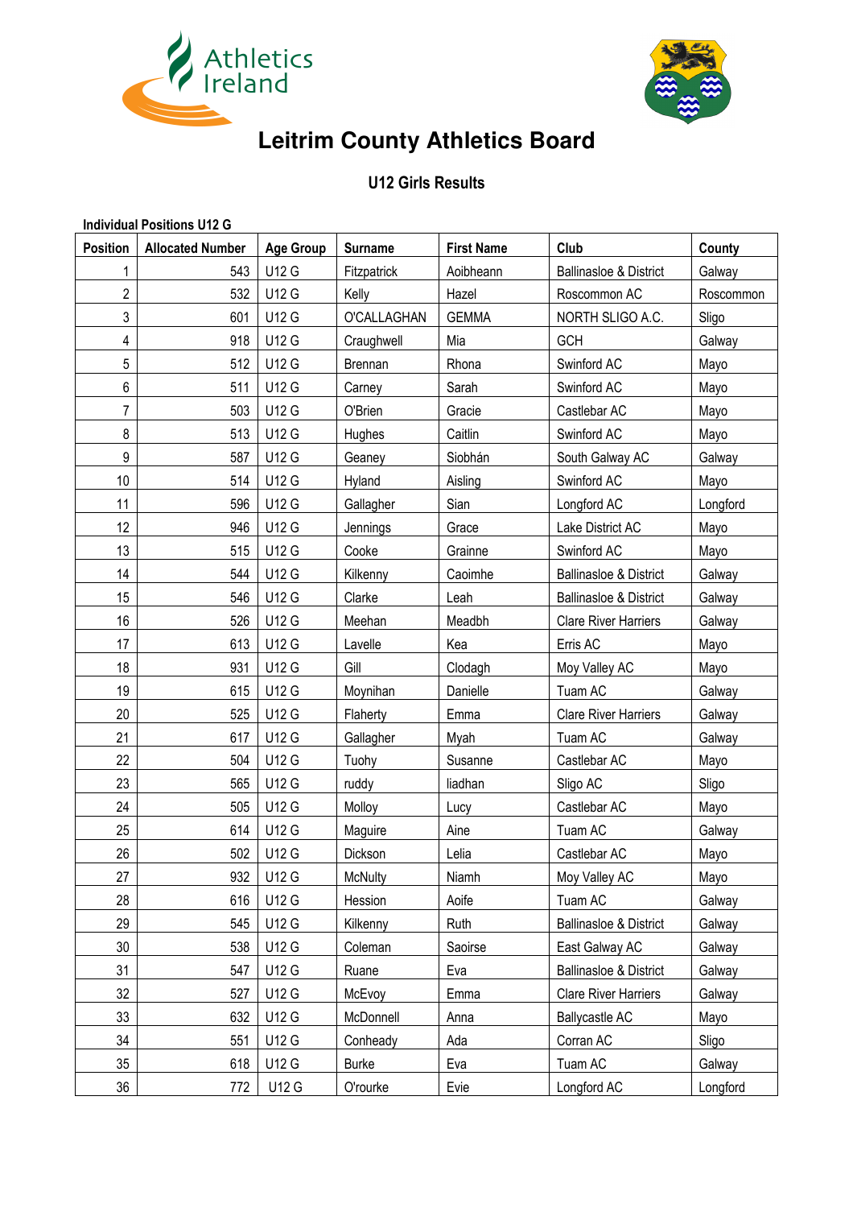# Leitrim County Athletics Board

## U12 Girls Results

**Individual Positions U12 G**

| Position | Allocated Number | Age Group | Surname | First Name | Club | County |
|---|---|---|---|---|---|---|
| 1 | 543 | U12 G | Fitzpatrick | Aoibheann | Ballinasloe & District | Galway |
| 2 | 532 | U12 G | Kelly | Hazel | Roscommon AC | Roscommon |
| 3 | 601 | U12 G | O'CALLAGHAN | GEMMA | NORTH SLIGO A.C. | Sligo |
| 4 | 918 | U12 G | Craughwell | Mia | GCH | Galway |
| 5 | 512 | U12 G | Brennan | Rhona | Swinford AC | Mayo |
| 6 | 511 | U12 G | Carney | Sarah | Swinford AC | Mayo |
| 7 | 503 | U12 G | O'Brien | Gracie | Castlebar AC | Mayo |
| 8 | 513 | U12 G | Hughes | Caitlin | Swinford AC | Mayo |
| 9 | 587 | U12 G | Geaney | Siobhán | South Galway AC | Galway |
| 10 | 514 | U12 G | Hyland | Aisling | Swinford AC | Mayo |
| 11 | 596 | U12 G | Gallagher | Sian | Longford AC | Longford |
| 12 | 946 | U12 G | Jennings | Grace | Lake District AC | Mayo |
| 13 | 515 | U12 G | Cooke | Grainne | Swinford AC | Mayo |
| 14 | 544 | U12 G | Kilkenny | Caoimhe | Ballinasloe & District | Galway |
| 15 | 546 | U12 G | Clarke | Leah | Ballinasloe & District | Galway |
| 16 | 526 | U12 G | Meehan | Meadbh | Clare River Harriers | Galway |
| 17 | 613 | U12 G | Lavelle | Kea | Erris AC | Mayo |
| 18 | 931 | U12 G | Gill | Clodagh | Moy Valley AC | Mayo |
| 19 | 615 | U12 G | Moynihan | Danielle | Tuam AC | Galway |
| 20 | 525 | U12 G | Flaherty | Emma | Clare River Harriers | Galway |
| 21 | 617 | U12 G | Gallagher | Myah | Tuam AC | Galway |
| 22 | 504 | U12 G | Tuohy | Susanne | Castlebar AC | Mayo |
| 23 | 565 | U12 G | ruddy | liadhan | Sligo AC | Sligo |
| 24 | 505 | U12 G | Molloy | Lucy | Castlebar AC | Mayo |
| 25 | 614 | U12 G | Maguire | Aine | Tuam AC | Galway |
| 26 | 502 | U12 G | Dickson | Lelia | Castlebar AC | Mayo |
| 27 | 932 | U12 G | McNulty | Niamh | Moy Valley AC | Mayo |
| 28 | 616 | U12 G | Hession | Aoife | Tuam AC | Galway |
| 29 | 545 | U12 G | Kilkenny | Ruth | Ballinasloe & District | Galway |
| 30 | 538 | U12 G | Coleman | Saoirse | East Galway AC | Galway |
| 31 | 547 | U12 G | Ruane | Eva | Ballinasloe & District | Galway |
| 32 | 527 | U12 G | McEvoy | Emma | Clare River Harriers | Galway |
| 33 | 632 | U12 G | McDonnell | Anna | Ballycastle AC | Mayo |
| 34 | 551 | U12 G | Conheady | Ada | Corran AC | Sligo |
| 35 | 618 | U12 G | Burke | Eva | Tuam AC | Galway |
| 36 | 772 | U12 G | O'rourke | Evie | Longford AC | Longford |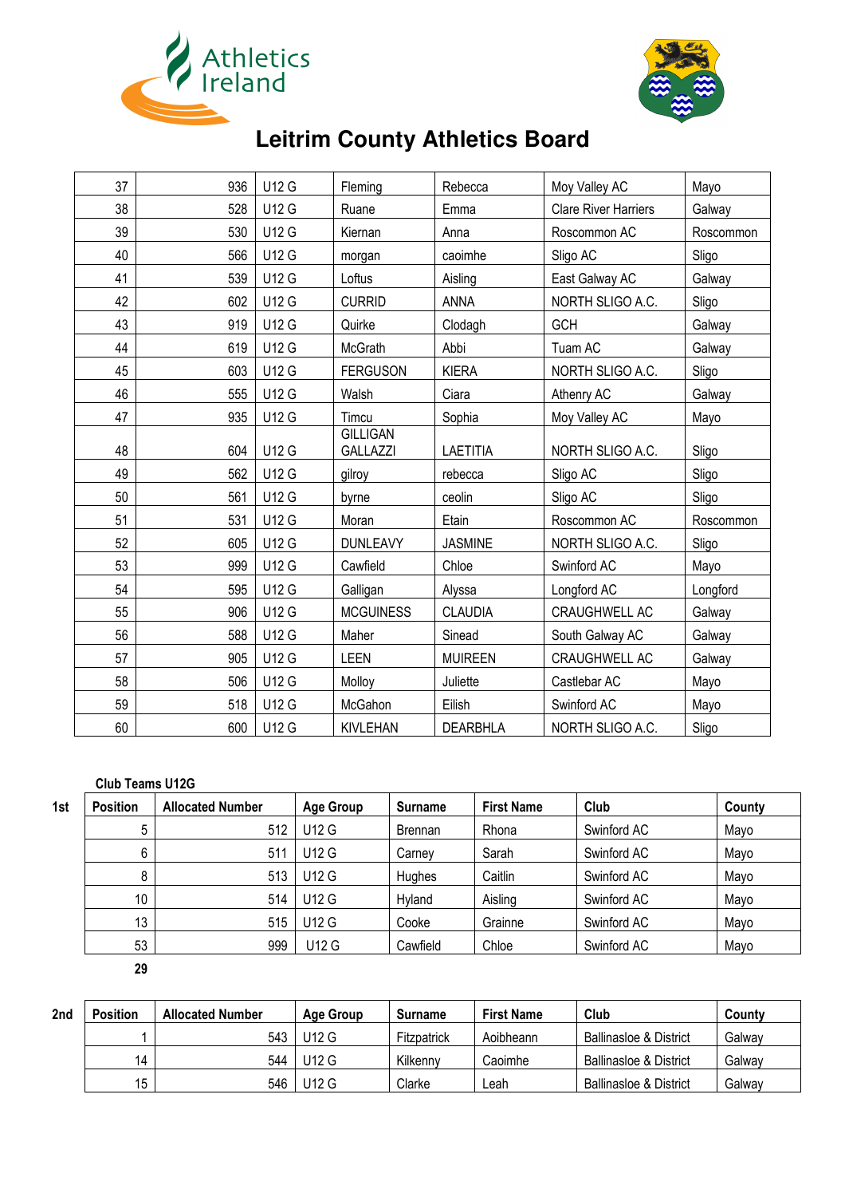# Leitrim County Athletics Board

| | | | | | | |
|---|---|---|---|---|---|---|
| 37 | 936 | U12 G | Fleming | Rebecca | Moy Valley AC | Mayo |
| 38 | 528 | U12 G | Ruane | Emma | Clare River Harriers | Galway |
| 39 | 530 | U12 G | Kiernan | Anna | Roscommon AC | Roscommon |
| 40 | 566 | U12 G | morgan | caoimhe | Sligo AC | Sligo |
| 41 | 539 | U12 G | Loftus | Aisling | East Galway AC | Galway |
| 42 | 602 | U12 G | CURRID | ANNA | NORTH SLIGO A.C. | Sligo |
| 43 | 919 | U12 G | Quirke | Clodagh | GCH | Galway |
| 44 | 619 | U12 G | McGrath | Abbi | Tuam AC | Galway |
| 45 | 603 | U12 G | FERGUSON | KIERA | NORTH SLIGO A.C. | Sligo |
| 46 | 555 | U12 G | Walsh | Ciara | Athenry AC | Galway |
| 47 | 935 | U12 G | Timcu | Sophia | Moy Valley AC | Mayo |
| 48 | 604 | U12 G | GILLIGAN GALLAZZI | LAETITIA | NORTH SLIGO A.C. | Sligo |
| 49 | 562 | U12 G | gilroy | rebecca | Sligo AC | Sligo |
| 50 | 561 | U12 G | byrne | ceolin | Sligo AC | Sligo |
| 51 | 531 | U12 G | Moran | Etain | Roscommon AC | Roscommon |
| 52 | 605 | U12 G | DUNLEAVY | JASMINE | NORTH SLIGO A.C. | Sligo |
| 53 | 999 | U12 G | Cawfield | Chloe | Swinford AC | Mayo |
| 54 | 595 | U12 G | Galligan | Alyssa | Longford AC | Longford |
| 55 | 906 | U12 G | MCGUINESS | CLAUDIA | CRAUGHWELL AC | Galway |
| 56 | 588 | U12 G | Maher | Sinead | South Galway AC | Galway |
| 57 | 905 | U12 G | LEEN | MUIREEN | CRAUGHWELL AC | Galway |
| 58 | 506 | U12 G | Molloy | Juliette | Castlebar AC | Mayo |
| 59 | 518 | U12 G | McGahon | Eilish | Swinford AC | Mayo |
| 60 | 600 | U12 G | KIVLEHAN | DEARBHLA | NORTH SLIGO A.C. | Sligo |

**Club Teams U12G**

**1st**

| Position | Allocated Number | Age Group | Surname | First Name | Club | County |
|---|---|---|---|---|---|---|
| 5 | 512 | U12 G | Brennan | Rhona | Swinford AC | Mayo |
| 6 | 511 | U12 G | Carney | Sarah | Swinford AC | Mayo |
| 8 | 513 | U12 G | Hughes | Caitlin | Swinford AC | Mayo |
| 10 | 514 | U12 G | Hyland | Aisling | Swinford AC | Mayo |
| 13 | 515 | U12 G | Cooke | Grainne | Swinford AC | Mayo |
| 53 | 999 | U12 G | Cawfield | Chloe | Swinford AC | Mayo |

**29**

**2nd**

| Position | Allocated Number | Age Group | Surname | First Name | Club | County |
|---|---|---|---|---|---|---|
| 1 | 543 | U12 G | Fitzpatrick | Aoibheann | Ballinasloe & District | Galway |
| 14 | 544 | U12 G | Kilkenny | Caoimhe | Ballinasloe & District | Galway |
| 15 | 546 | U12 G | Clarke | Leah | Ballinasloe & District | Galway |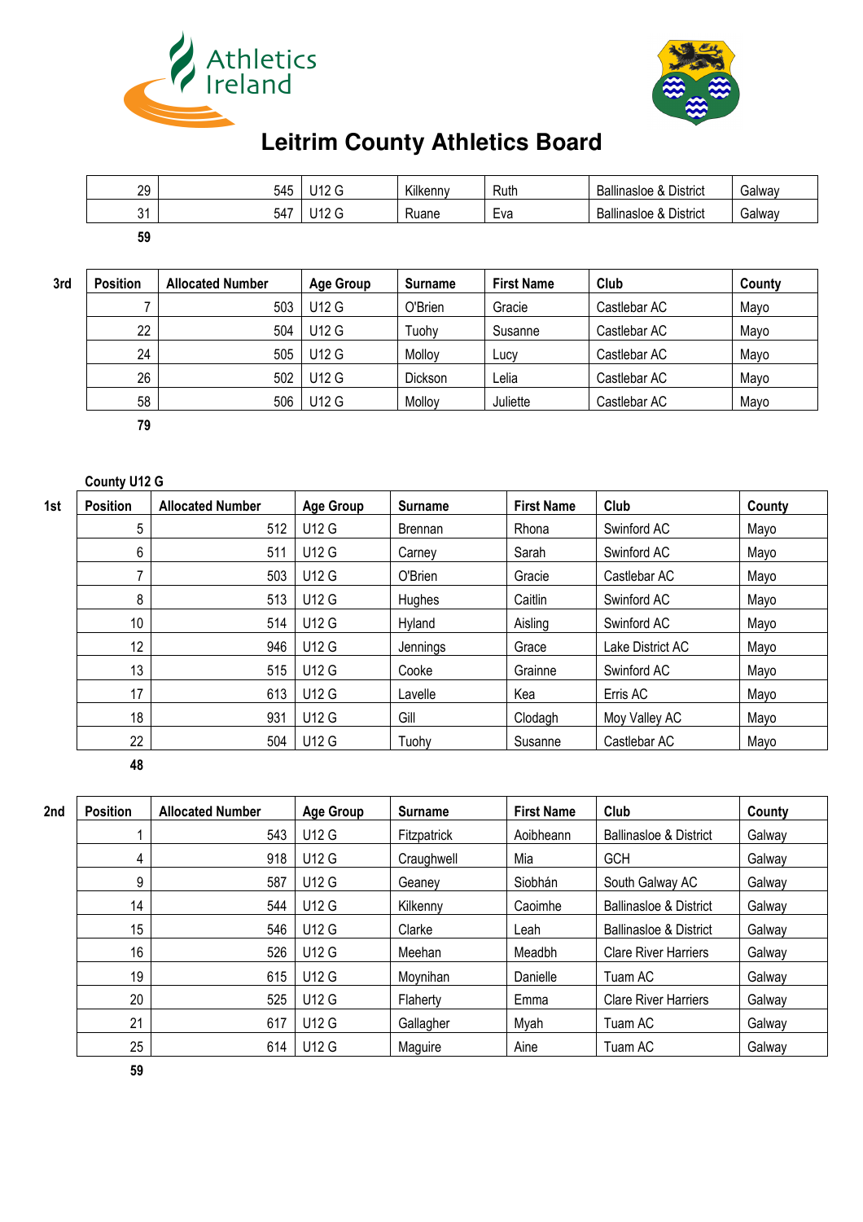# Leitrim County Athletics Board

| | | | | | | |
|---|---|---|---|---|---|---|
| 29 | 545 | U12 G | Kilkenny | Ruth | Ballinasloe & District | Galway |
| 31 | 547 | U12 G | Ruane | Eva | Ballinasloe & District | Galway |

**59**

**3rd**

| Position | Allocated Number | Age Group | Surname | First Name | Club | County |
|---|---|---|---|---|---|---|
| 7 | 503 | U12 G | O'Brien | Gracie | Castlebar AC | Mayo |
| 22 | 504 | U12 G | Tuohy | Susanne | Castlebar AC | Mayo |
| 24 | 505 | U12 G | Molloy | Lucy | Castlebar AC | Mayo |
| 26 | 502 | U12 G | Dickson | Lelia | Castlebar AC | Mayo |
| 58 | 506 | U12 G | Molloy | Juliette | Castlebar AC | Mayo |

**79**

**County U12 G**

**1st**

| Position | Allocated Number | Age Group | Surname | First Name | Club | County |
|---|---|---|---|---|---|---|
| 5 | 512 | U12 G | Brennan | Rhona | Swinford AC | Mayo |
| 6 | 511 | U12 G | Carney | Sarah | Swinford AC | Mayo |
| 7 | 503 | U12 G | O'Brien | Gracie | Castlebar AC | Mayo |
| 8 | 513 | U12 G | Hughes | Caitlin | Swinford AC | Mayo |
| 10 | 514 | U12 G | Hyland | Aisling | Swinford AC | Mayo |
| 12 | 946 | U12 G | Jennings | Grace | Lake District AC | Mayo |
| 13 | 515 | U12 G | Cooke | Grainne | Swinford AC | Mayo |
| 17 | 613 | U12 G | Lavelle | Kea | Erris AC | Mayo |
| 18 | 931 | U12 G | Gill | Clodagh | Moy Valley AC | Mayo |
| 22 | 504 | U12 G | Tuohy | Susanne | Castlebar AC | Mayo |

**48**

**2nd**

| Position | Allocated Number | Age Group | Surname | First Name | Club | County |
|---|---|---|---|---|---|---|
| 1 | 543 | U12 G | Fitzpatrick | Aoibheann | Ballinasloe & District | Galway |
| 4 | 918 | U12 G | Craughwell | Mia | GCH | Galway |
| 9 | 587 | U12 G | Geaney | Siobhán | South Galway AC | Galway |
| 14 | 544 | U12 G | Kilkenny | Caoimhe | Ballinasloe & District | Galway |
| 15 | 546 | U12 G | Clarke | Leah | Ballinasloe & District | Galway |
| 16 | 526 | U12 G | Meehan | Meadbh | Clare River Harriers | Galway |
| 19 | 615 | U12 G | Moynihan | Danielle | Tuam AC | Galway |
| 20 | 525 | U12 G | Flaherty | Emma | Clare River Harriers | Galway |
| 21 | 617 | U12 G | Gallagher | Myah | Tuam AC | Galway |
| 25 | 614 | U12 G | Maguire | Aine | Tuam AC | Galway |

**59**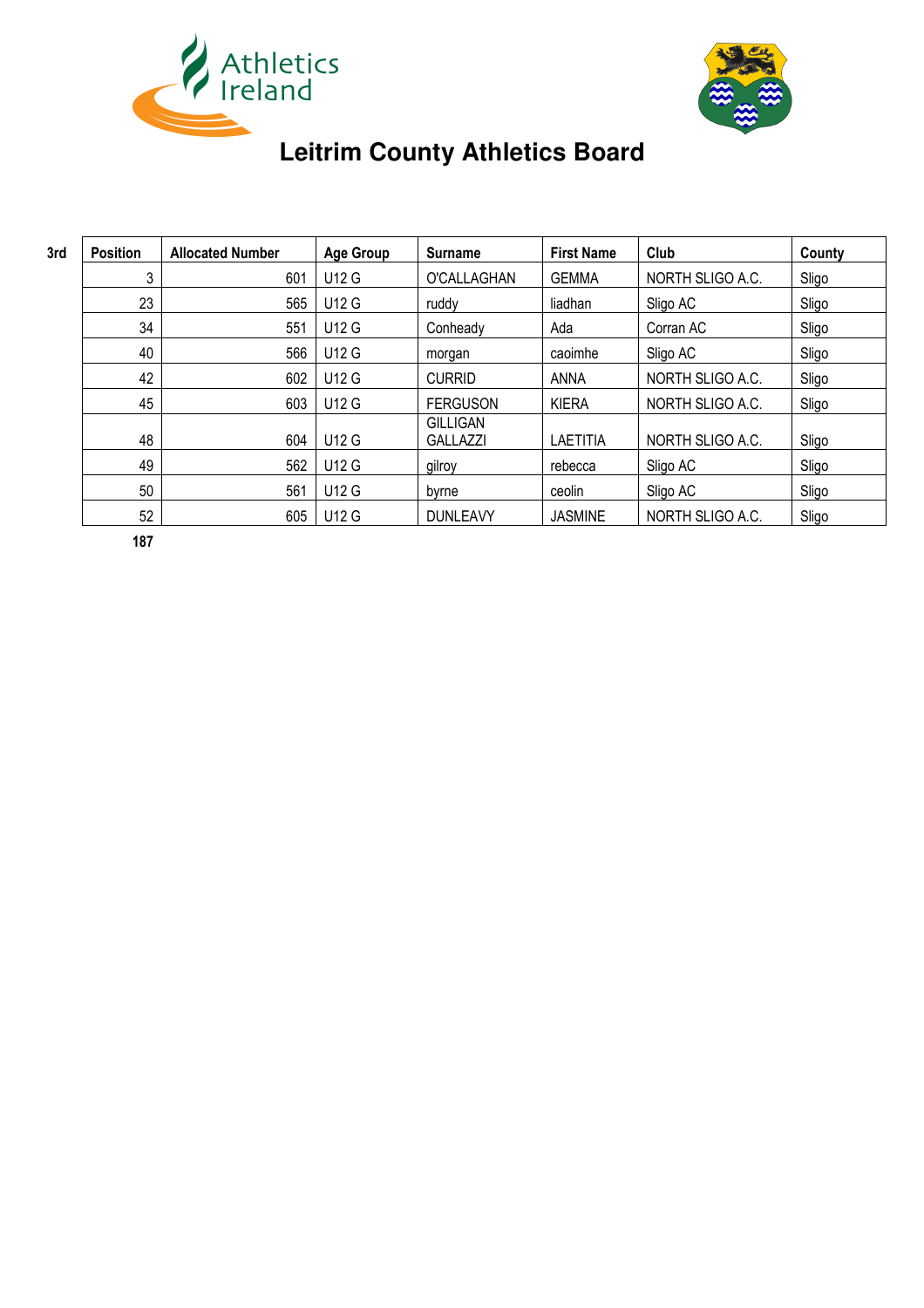# Leitrim County Athletics Board

3rd

| Position | Allocated Number | Age Group | Surname | First Name | Club | County |
|---|---|---|---|---|---|---|
| 3 | 601 | U12 G | O'CALLAGHAN | GEMMA | NORTH SLIGO A.C. | Sligo |
| 23 | 565 | U12 G | ruddy | liadhan | Sligo AC | Sligo |
| 34 | 551 | U12 G | Conheady | Ada | Corran AC | Sligo |
| 40 | 566 | U12 G | morgan | caoimhe | Sligo AC | Sligo |
| 42 | 602 | U12 G | CURRID | ANNA | NORTH SLIGO A.C. | Sligo |
| 45 | 603 | U12 G | FERGUSON | KIERA | NORTH SLIGO A.C. | Sligo |
| 48 | 604 | U12 G | GILLIGAN GALLAZZI | LAETITIA | NORTH SLIGO A.C. | Sligo |
| 49 | 562 | U12 G | gilroy | rebecca | Sligo AC | Sligo |
| 50 | 561 | U12 G | byrne | ceolin | Sligo AC | Sligo |
| 52 | 605 | U12 G | DUNLEAVY | JASMINE | NORTH SLIGO A.C. | Sligo |

**187**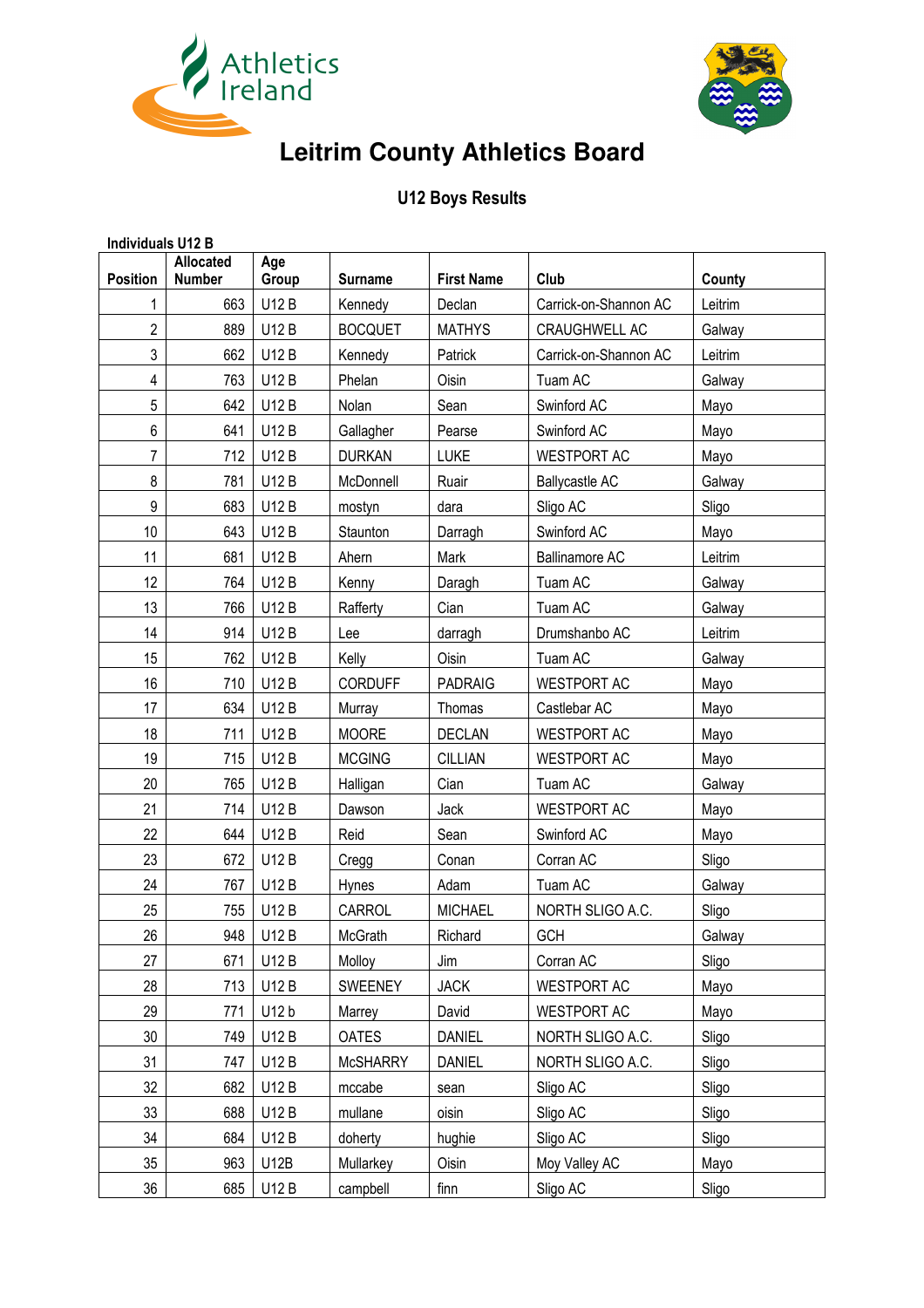# Leitrim County Athletics Board

## U12 Boys Results

**Individuals U12 B**

| Position | Allocated Number | Age Group | Surname | First Name | Club | County |
|---|---|---|---|---|---|---|
| 1 | 663 | U12 B | Kennedy | Declan | Carrick-on-Shannon AC | Leitrim |
| 2 | 889 | U12 B | BOCQUET | MATHYS | CRAUGHWELL AC | Galway |
| 3 | 662 | U12 B | Kennedy | Patrick | Carrick-on-Shannon AC | Leitrim |
| 4 | 763 | U12 B | Phelan | Oisin | Tuam AC | Galway |
| 5 | 642 | U12 B | Nolan | Sean | Swinford AC | Mayo |
| 6 | 641 | U12 B | Gallagher | Pearse | Swinford AC | Mayo |
| 7 | 712 | U12 B | DURKAN | LUKE | WESTPORT AC | Mayo |
| 8 | 781 | U12 B | McDonnell | Ruair | Ballycastle AC | Galway |
| 9 | 683 | U12 B | mostyn | dara | Sligo AC | Sligo |
| 10 | 643 | U12 B | Staunton | Darragh | Swinford AC | Mayo |
| 11 | 681 | U12 B | Ahern | Mark | Ballinamore AC | Leitrim |
| 12 | 764 | U12 B | Kenny | Daragh | Tuam AC | Galway |
| 13 | 766 | U12 B | Rafferty | Cian | Tuam AC | Galway |
| 14 | 914 | U12 B | Lee | darragh | Drumshanbo AC | Leitrim |
| 15 | 762 | U12 B | Kelly | Oisin | Tuam AC | Galway |
| 16 | 710 | U12 B | CORDUFF | PADRAIG | WESTPORT AC | Mayo |
| 17 | 634 | U12 B | Murray | Thomas | Castlebar AC | Mayo |
| 18 | 711 | U12 B | MOORE | DECLAN | WESTPORT AC | Mayo |
| 19 | 715 | U12 B | MCGING | CILLIAN | WESTPORT AC | Mayo |
| 20 | 765 | U12 B | Halligan | Cian | Tuam AC | Galway |
| 21 | 714 | U12 B | Dawson | Jack | WESTPORT AC | Mayo |
| 22 | 644 | U12 B | Reid | Sean | Swinford AC | Mayo |
| 23 | 672 | U12 B | Cregg | Conan | Corran AC | Sligo |
| 24 | 767 | U12 B | Hynes | Adam | Tuam AC | Galway |
| 25 | 755 | U12 B | CARROL | MICHAEL | NORTH SLIGO A.C. | Sligo |
| 26 | 948 | U12 B | McGrath | Richard | GCH | Galway |
| 27 | 671 | U12 B | Molloy | Jim | Corran AC | Sligo |
| 28 | 713 | U12 B | SWEENEY | JACK | WESTPORT AC | Mayo |
| 29 | 771 | U12 b | Marrey | David | WESTPORT AC | Mayo |
| 30 | 749 | U12 B | OATES | DANIEL | NORTH SLIGO A.C. | Sligo |
| 31 | 747 | U12 B | McSHARRY | DANIEL | NORTH SLIGO A.C. | Sligo |
| 32 | 682 | U12 B | mccabe | sean | Sligo AC | Sligo |
| 33 | 688 | U12 B | mullane | oisin | Sligo AC | Sligo |
| 34 | 684 | U12 B | doherty | hughie | Sligo AC | Sligo |
| 35 | 963 | U12B | Mullarkey | Oisin | Moy Valley AC | Mayo |
| 36 | 685 | U12 B | campbell | finn | Sligo AC | Sligo |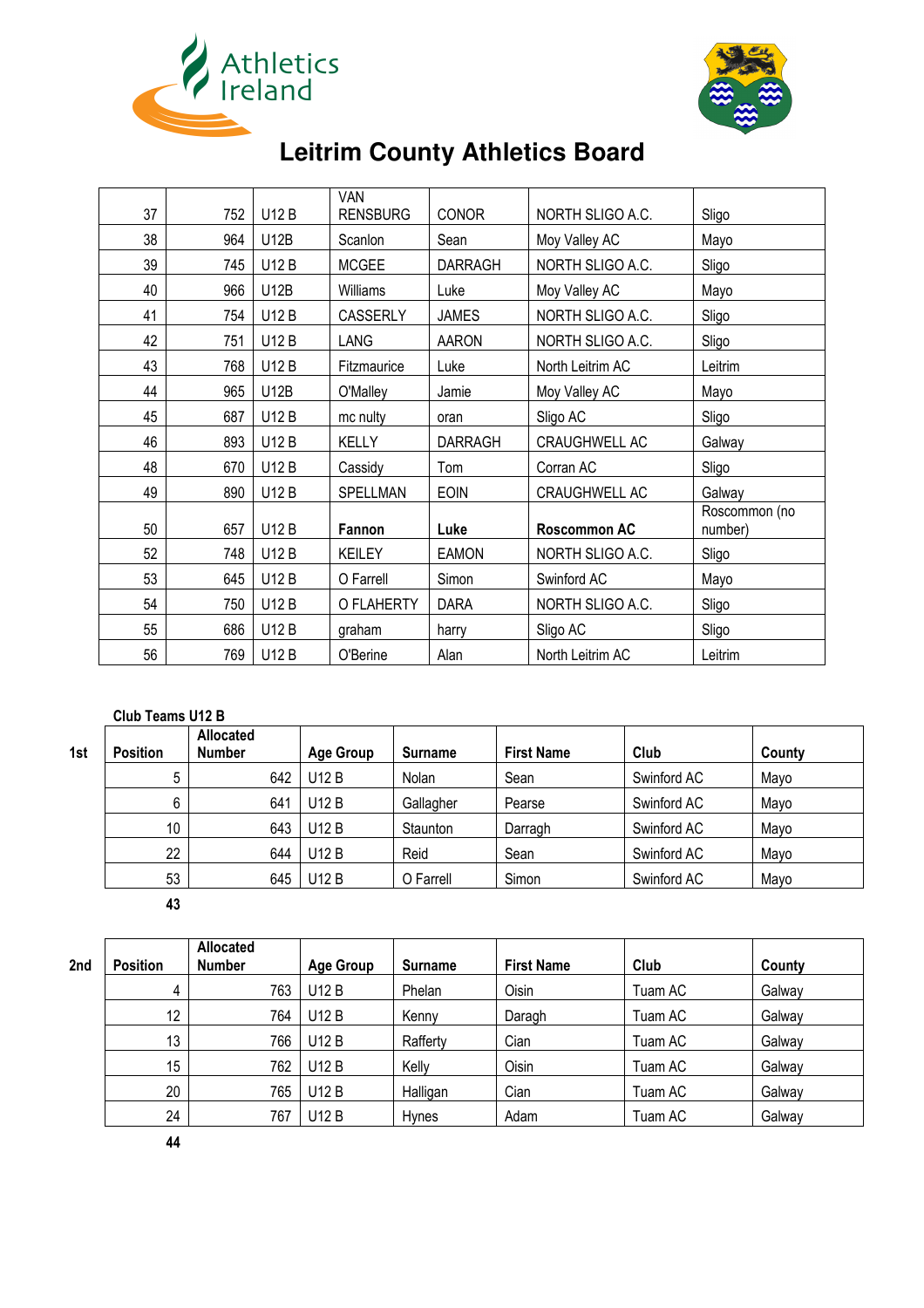# Leitrim County Athletics Board

| | | | | | | |
|---|---|---|---|---|---|---|
| 37 | 752 | U12 B | VAN RENSBURG | CONOR | NORTH SLIGO A.C. | Sligo |
| 38 | 964 | U12B | Scanlon | Sean | Moy Valley AC | Mayo |
| 39 | 745 | U12 B | MCGEE | DARRAGH | NORTH SLIGO A.C. | Sligo |
| 40 | 966 | U12B | Williams | Luke | Moy Valley AC | Mayo |
| 41 | 754 | U12 B | CASSERLY | JAMES | NORTH SLIGO A.C. | Sligo |
| 42 | 751 | U12 B | LANG | AARON | NORTH SLIGO A.C. | Sligo |
| 43 | 768 | U12 B | Fitzmaurice | Luke | North Leitrim AC | Leitrim |
| 44 | 965 | U12B | O'Malley | Jamie | Moy Valley AC | Mayo |
| 45 | 687 | U12 B | mc nulty | oran | Sligo AC | Sligo |
| 46 | 893 | U12 B | KELLY | DARRAGH | CRAUGHWELL AC | Galway |
| 48 | 670 | U12 B | Cassidy | Tom | Corran AC | Sligo |
| 49 | 890 | U12 B | SPELLMAN | EOIN | CRAUGHWELL AC | Galway |
| 50 | 657 | U12 B | **Fannon** | **Luke** | **Roscommon AC** | Roscommon (no number) |
| 52 | 748 | U12 B | KEILEY | EAMON | NORTH SLIGO A.C. | Sligo |
| 53 | 645 | U12 B | O Farrell | Simon | Swinford AC | Mayo |
| 54 | 750 | U12 B | O FLAHERTY | DARA | NORTH SLIGO A.C. | Sligo |
| 55 | 686 | U12 B | graham | harry | Sligo AC | Sligo |
| 56 | 769 | U12 B | O'Berine | Alan | North Leitrim AC | Leitrim |

**Club Teams U12 B**

**1st**

| Position | Allocated Number | Age Group | Surname | First Name | Club | County |
|---|---|---|---|---|---|---|
| 5 | 642 | U12 B | Nolan | Sean | Swinford AC | Mayo |
| 6 | 641 | U12 B | Gallagher | Pearse | Swinford AC | Mayo |
| 10 | 643 | U12 B | Staunton | Darragh | Swinford AC | Mayo |
| 22 | 644 | U12 B | Reid | Sean | Swinford AC | Mayo |
| 53 | 645 | U12 B | O Farrell | Simon | Swinford AC | Mayo |
| **43** | | | | | | |

**2nd**

| Position | Allocated Number | Age Group | Surname | First Name | Club | County |
|---|---|---|---|---|---|---|
| 4 | 763 | U12 B | Phelan | Oisin | Tuam AC | Galway |
| 12 | 764 | U12 B | Kenny | Daragh | Tuam AC | Galway |
| 13 | 766 | U12 B | Rafferty | Cian | Tuam AC | Galway |
| 15 | 762 | U12 B | Kelly | Oisin | Tuam AC | Galway |
| 20 | 765 | U12 B | Halligan | Cian | Tuam AC | Galway |
| 24 | 767 | U12 B | Hynes | Adam | Tuam AC | Galway |
| **44** | | | | | | |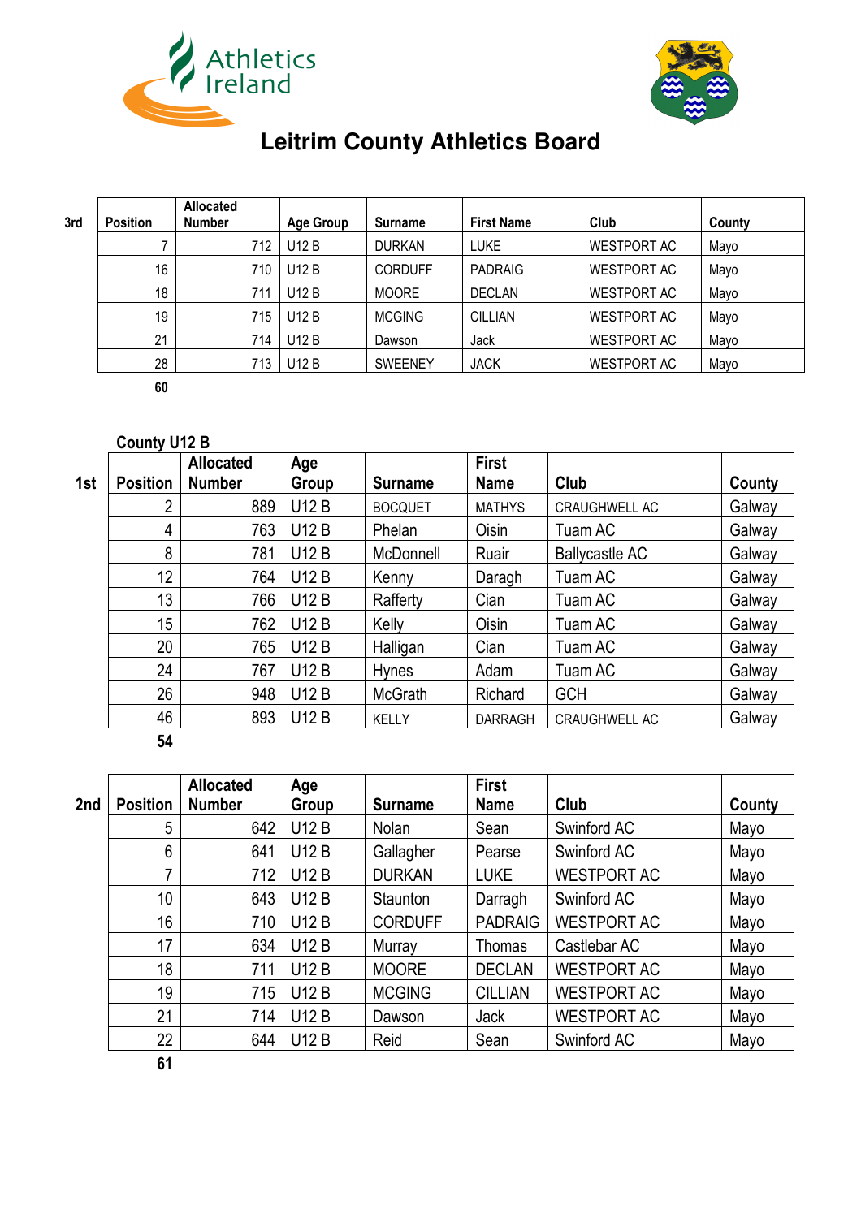# Leitrim County Athletics Board

| 3rd | Position | Allocated Number | Age Group | Surname | First Name | Club | County |
|---|---|---|---|---|---|---|---|
| | 7 | 712 | U12 B | DURKAN | LUKE | WESTPORT AC | Mayo |
| | 16 | 710 | U12 B | CORDUFF | PADRAIG | WESTPORT AC | Mayo |
| | 18 | 711 | U12 B | MOORE | DECLAN | WESTPORT AC | Mayo |
| | 19 | 715 | U12 B | MCGING | CILLIAN | WESTPORT AC | Mayo |
| | 21 | 714 | U12 B | Dawson | Jack | WESTPORT AC | Mayo |
| | 28 | 713 | U12 B | SWEENEY | JACK | WESTPORT AC | Mayo |
| | **60** | | | | | | |

**County U12 B**

| 1st | Position | Allocated Number | Age Group | Surname | First Name | Club | County |
|---|---|---|---|---|---|---|---|
| | 2 | 889 | U12 B | BOCQUET | MATHYS | CRAUGHWELL AC | Galway |
| | 4 | 763 | U12 B | Phelan | Oisin | Tuam AC | Galway |
| | 8 | 781 | U12 B | McDonnell | Ruair | Ballycastle AC | Galway |
| | 12 | 764 | U12 B | Kenny | Daragh | Tuam AC | Galway |
| | 13 | 766 | U12 B | Rafferty | Cian | Tuam AC | Galway |
| | 15 | 762 | U12 B | Kelly | Oisin | Tuam AC | Galway |
| | 20 | 765 | U12 B | Halligan | Cian | Tuam AC | Galway |
| | 24 | 767 | U12 B | Hynes | Adam | Tuam AC | Galway |
| | 26 | 948 | U12 B | McGrath | Richard | GCH | Galway |
| | 46 | 893 | U12 B | KELLY | DARRAGH | CRAUGHWELL AC | Galway |
| | **54** | | | | | | |

| 2nd | Position | Allocated Number | Age Group | Surname | First Name | Club | County |
|---|---|---|---|---|---|---|---|
| | 5 | 642 | U12 B | Nolan | Sean | Swinford AC | Mayo |
| | 6 | 641 | U12 B | Gallagher | Pearse | Swinford AC | Mayo |
| | 7 | 712 | U12 B | DURKAN | LUKE | WESTPORT AC | Mayo |
| | 10 | 643 | U12 B | Staunton | Darragh | Swinford AC | Mayo |
| | 16 | 710 | U12 B | CORDUFF | PADRAIG | WESTPORT AC | Mayo |
| | 17 | 634 | U12 B | Murray | Thomas | Castlebar AC | Mayo |
| | 18 | 711 | U12 B | MOORE | DECLAN | WESTPORT AC | Mayo |
| | 19 | 715 | U12 B | MCGING | CILLIAN | WESTPORT AC | Mayo |
| | 21 | 714 | U12 B | Dawson | Jack | WESTPORT AC | Mayo |
| | 22 | 644 | U12 B | Reid | Sean | Swinford AC | Mayo |
| | **61** | | | | | | |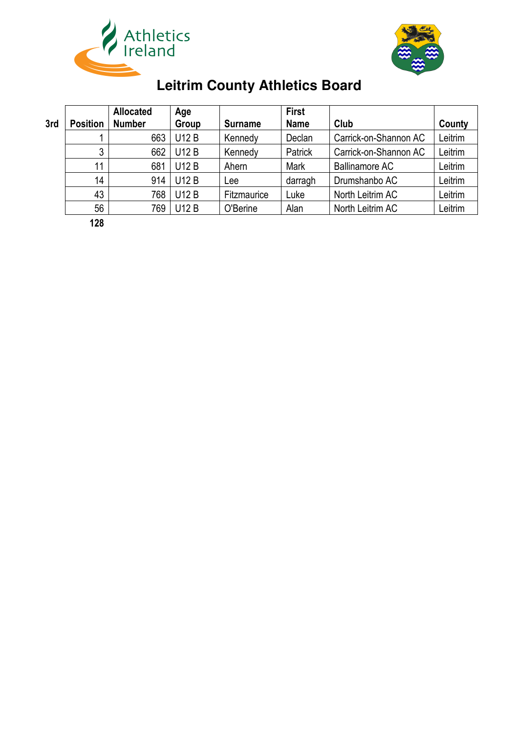# Leitrim County Athletics Board

| 3rd | Position | Allocated Number | Age Group | Surname | First Name | Club | County |
|---|---|---|---|---|---|---|---|
| | 1 | 663 | U12 B | Kennedy | Declan | Carrick-on-Shannon AC | Leitrim |
| | 3 | 662 | U12 B | Kennedy | Patrick | Carrick-on-Shannon AC | Leitrim |
| | 11 | 681 | U12 B | Ahern | Mark | Ballinamore AC | Leitrim |
| | 14 | 914 | U12 B | Lee | darragh | Drumshanbo AC | Leitrim |
| | 43 | 768 | U12 B | Fitzmaurice | Luke | North Leitrim AC | Leitrim |
| | 56 | 769 | U12 B | O'Berine | Alan | North Leitrim AC | Leitrim |
| | **128** | | | | | | |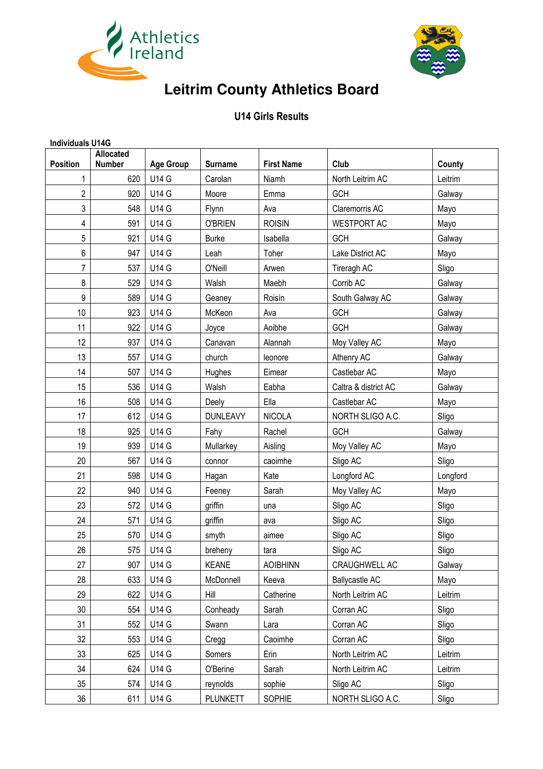# Leitrim County Athletics Board

## U14 Girls Results

**Individuals U14G**

| Position | Allocated Number | Age Group | Surname | First Name | Club | County |
|---|---|---|---|---|---|---|
| 1 | 620 | U14 G | Carolan | Niamh | North Leitrim AC | Leitrim |
| 2 | 920 | U14 G | Moore | Emma | GCH | Galway |
| 3 | 548 | U14 G | Flynn | Ava | Claremorris AC | Mayo |
| 4 | 591 | U14 G | O'BRIEN | ROISIN | WESTPORT AC | Mayo |
| 5 | 921 | U14 G | Burke | Isabella | GCH | Galway |
| 6 | 947 | U14 G | Leah | Toher | Lake District AC | Mayo |
| 7 | 537 | U14 G | O'Neill | Arwen | Tireragh AC | Sligo |
| 8 | 529 | U14 G | Walsh | Maebh | Corrib AC | Galway |
| 9 | 589 | U14 G | Geaney | Roisín | South Galway AC | Galway |
| 10 | 923 | U14 G | McKeon | Ava | GCH | Galway |
| 11 | 922 | U14 G | Joyce | Aoibhe | GCH | Galway |
| 12 | 937 | U14 G | Canavan | Alannah | Moy Valley AC | Mayo |
| 13 | 557 | U14 G | church | leonore | Athenry AC | Galway |
| 14 | 507 | U14 G | Hughes | Eimear | Castlebar AC | Mayo |
| 15 | 536 | U14 G | Walsh | Eabha | Caltra & district AC | Galway |
| 16 | 508 | U14 G | Deely | Ella | Castlebar AC | Mayo |
| 17 | 612 | U14 G | DUNLEAVY | NICOLA | NORTH SLIGO A.C. | Sligo |
| 18 | 925 | U14 G | Fahy | Rachel | GCH | Galway |
| 19 | 939 | U14 G | Mullarkey | Aisling | Moy Valley AC | Mayo |
| 20 | 567 | U14 G | connor | caoimhe | Sligo AC | Sligo |
| 21 | 598 | U14 G | Hagan | Kate | Longford AC | Longford |
| 22 | 940 | U14 G | Feeney | Sarah | Moy Valley AC | Mayo |
| 23 | 572 | U14 G | griffin | una | Sligo AC | Sligo |
| 24 | 571 | U14 G | griffin | ava | Sligo AC | Sligo |
| 25 | 570 | U14 G | smyth | aimee | Sligo AC | Sligo |
| 26 | 575 | U14 G | breheny | tara | Sligo AC | Sligo |
| 27 | 907 | U14 G | KEANE | AOIBHINN | CRAUGHWELL AC | Galway |
| 28 | 633 | U14 G | McDonnell | Keeva | Ballycastle AC | Mayo |
| 29 | 622 | U14 G | Hill | Catherine | North Leitrim AC | Leitrim |
| 30 | 554 | U14 G | Conheady | Sarah | Corran AC | Sligo |
| 31 | 552 | U14 G | Swann | Lara | Corran AC | Sligo |
| 32 | 553 | U14 G | Cregg | Caoimhe | Corran AC | Sligo |
| 33 | 625 | U14 G | Somers | Erin | North Leitrim AC | Leitrim |
| 34 | 624 | U14 G | O'Berine | Sarah | North Leitrim AC | Leitrim |
| 35 | 574 | U14 G | reynolds | sophie | Sligo AC | Sligo |
| 36 | 611 | U14 G | PLUNKETT | SOPHIE | NORTH SLIGO A.C. | Sligo |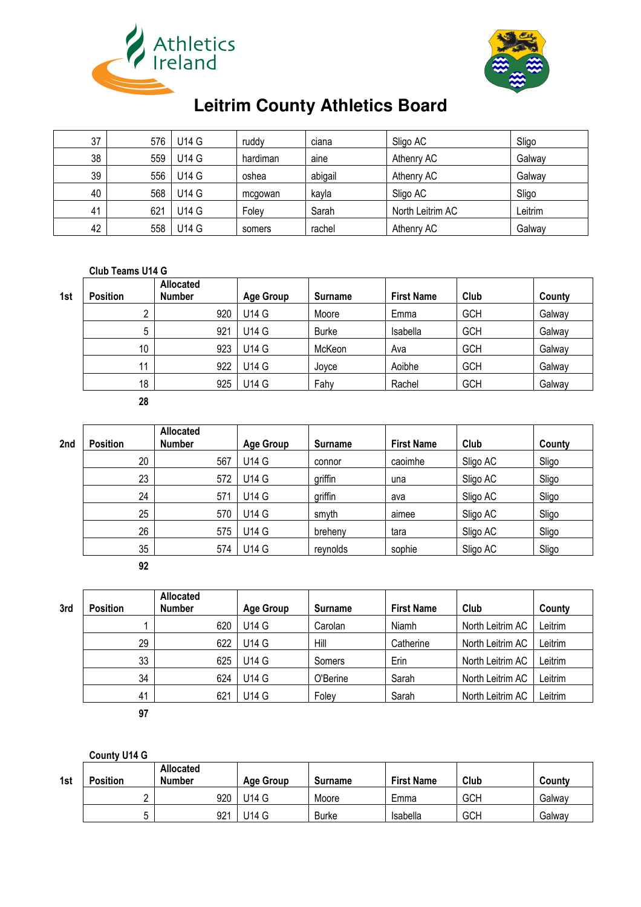# Leitrim County Athletics Board

| | | | | | | |
|---|---|---|---|---|---|---|
| 37 | 576 | U14 G | ruddy | ciana | Sligo AC | Sligo |
| 38 | 559 | U14 G | hardiman | aine | Athenry AC | Galway |
| 39 | 556 | U14 G | oshea | abigail | Athenry AC | Galway |
| 40 | 568 | U14 G | mcgowan | kayla | Sligo AC | Sligo |
| 41 | 621 | U14 G | Foley | Sarah | North Leitrim AC | Leitrim |
| 42 | 558 | U14 G | somers | rachel | Athenry AC | Galway |

**Club Teams U14 G**

**1st**

| Position | Allocated Number | Age Group | Surname | First Name | Club | County |
|---|---|---|---|---|---|---|
| 2 | 920 | U14 G | Moore | Emma | GCH | Galway |
| 5 | 921 | U14 G | Burke | Isabella | GCH | Galway |
| 10 | 923 | U14 G | McKeon | Ava | GCH | Galway |
| 11 | 922 | U14 G | Joyce | Aoibhe | GCH | Galway |
| 18 | 925 | U14 G | Fahy | Rachel | GCH | Galway |
| **28** | | | | | | |

**2nd**

| Position | Allocated Number | Age Group | Surname | First Name | Club | County |
|---|---|---|---|---|---|---|
| 20 | 567 | U14 G | connor | caoimhe | Sligo AC | Sligo |
| 23 | 572 | U14 G | griffin | una | Sligo AC | Sligo |
| 24 | 571 | U14 G | griffin | ava | Sligo AC | Sligo |
| 25 | 570 | U14 G | smyth | aimee | Sligo AC | Sligo |
| 26 | 575 | U14 G | breheny | tara | Sligo AC | Sligo |
| 35 | 574 | U14 G | reynolds | sophie | Sligo AC | Sligo |
| **92** | | | | | | |

**3rd**

| Position | Allocated Number | Age Group | Surname | First Name | Club | County |
|---|---|---|---|---|---|---|
| 1 | 620 | U14 G | Carolan | Niamh | North Leitrim AC | Leitrim |
| 29 | 622 | U14 G | Hill | Catherine | North Leitrim AC | Leitrim |
| 33 | 625 | U14 G | Somers | Erin | North Leitrim AC | Leitrim |
| 34 | 624 | U14 G | O'Berine | Sarah | North Leitrim AC | Leitrim |
| 41 | 621 | U14 G | Foley | Sarah | North Leitrim AC | Leitrim |
| **97** | | | | | | |

**County U14 G**

**1st**

| Position | Allocated Number | Age Group | Surname | First Name | Club | County |
|---|---|---|---|---|---|---|
| 2 | 920 | U14 G | Moore | Emma | GCH | Galway |
| 5 | 921 | U14 G | Burke | Isabella | GCH | Galway |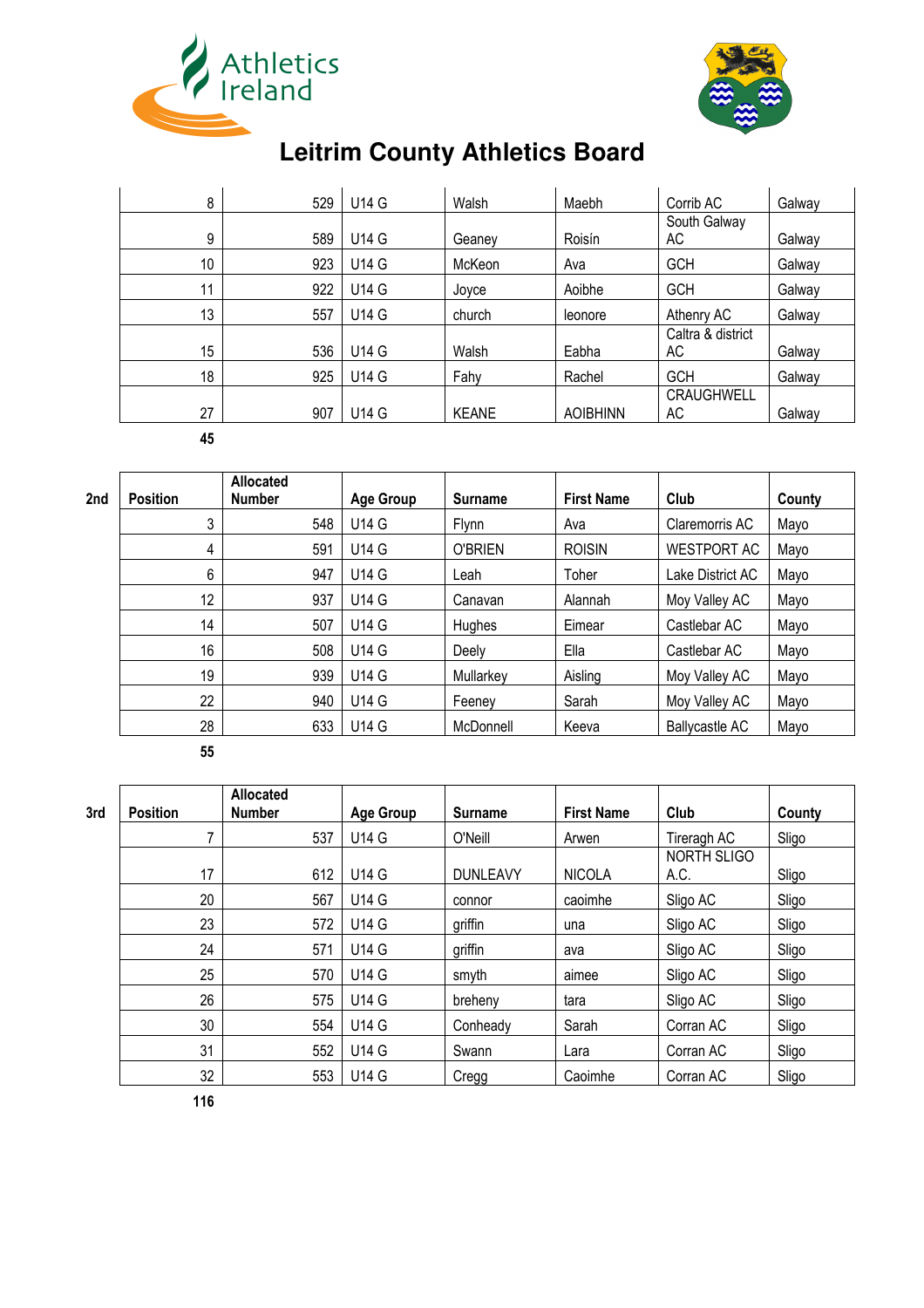# Leitrim County Athletics Board

| | | | | | | |
|---|---|---|---|---|---|---|
| 8 | 529 | U14 G | Walsh | Maebh | Corrib AC | Galway |
| 9 | 589 | U14 G | Geaney | Roisín | South Galway AC | Galway |
| 10 | 923 | U14 G | McKeon | Ava | GCH | Galway |
| 11 | 922 | U14 G | Joyce | Aoibhe | GCH | Galway |
| 13 | 557 | U14 G | church | leonore | Athenry AC | Galway |
| 15 | 536 | U14 G | Walsh | Eabha | Caltra & district AC | Galway |
| 18 | 925 | U14 G | Fahy | Rachel | GCH | Galway |
| 27 | 907 | U14 G | KEANE | AOIBHINN | CRAUGHWELL AC | Galway |

**45**

**2nd**

| Position | Allocated Number | Age Group | Surname | First Name | Club | County |
|---|---|---|---|---|---|---|
| 3 | 548 | U14 G | Flynn | Ava | Claremorris AC | Mayo |
| 4 | 591 | U14 G | O'BRIEN | ROISIN | WESTPORT AC | Mayo |
| 6 | 947 | U14 G | Leah | Toher | Lake District AC | Mayo |
| 12 | 937 | U14 G | Canavan | Alannah | Moy Valley AC | Mayo |
| 14 | 507 | U14 G | Hughes | Eimear | Castlebar AC | Mayo |
| 16 | 508 | U14 G | Deely | Ella | Castlebar AC | Mayo |
| 19 | 939 | U14 G | Mullarkey | Aisling | Moy Valley AC | Mayo |
| 22 | 940 | U14 G | Feeney | Sarah | Moy Valley AC | Mayo |
| 28 | 633 | U14 G | McDonnell | Keeva | Ballycastle AC | Mayo |

**55**

**3rd**

| Position | Allocated Number | Age Group | Surname | First Name | Club | County |
|---|---|---|---|---|---|---|
| 7 | 537 | U14 G | O'Neill | Arwen | Tireragh AC | Sligo |
| 17 | 612 | U14 G | DUNLEAVY | NICOLA | NORTH SLIGO A.C. | Sligo |
| 20 | 567 | U14 G | connor | caoimhe | Sligo AC | Sligo |
| 23 | 572 | U14 G | griffin | una | Sligo AC | Sligo |
| 24 | 571 | U14 G | griffin | ava | Sligo AC | Sligo |
| 25 | 570 | U14 G | smyth | aimee | Sligo AC | Sligo |
| 26 | 575 | U14 G | breheny | tara | Sligo AC | Sligo |
| 30 | 554 | U14 G | Conheady | Sarah | Corran AC | Sligo |
| 31 | 552 | U14 G | Swann | Lara | Corran AC | Sligo |
| 32 | 553 | U14 G | Cregg | Caoimhe | Corran AC | Sligo |

**116**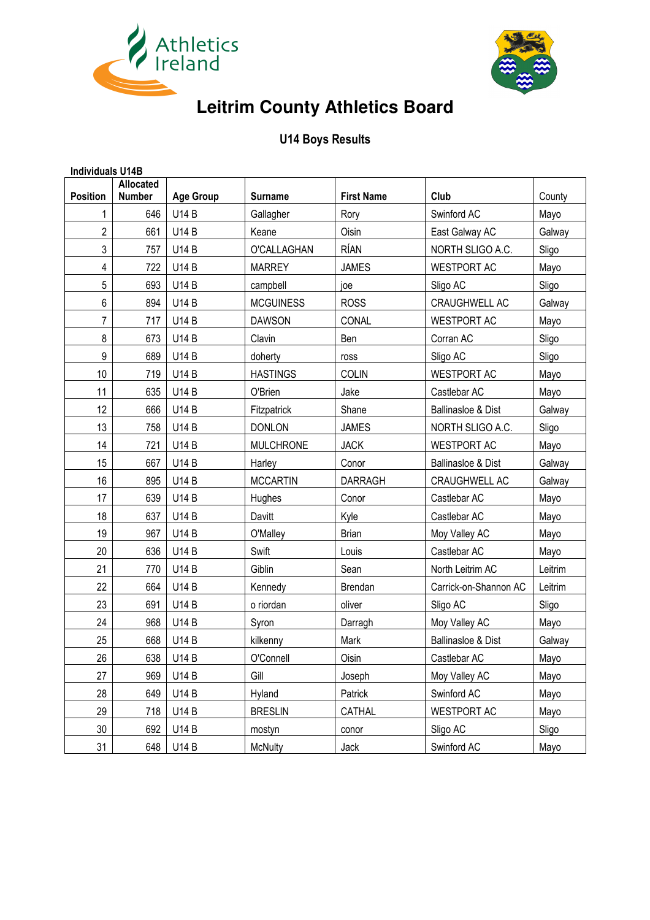# Leitrim County Athletics Board

## U14 Boys Results

**Individuals U14B**

| Position | Allocated Number | Age Group | Surname | First Name | Club | County |
|---|---|---|---|---|---|---|
| 1 | 646 | U14 B | Gallagher | Rory | Swinford AC | Mayo |
| 2 | 661 | U14 B | Keane | Oisin | East Galway AC | Galway |
| 3 | 757 | U14 B | O'CALLAGHAN | RÍAN | NORTH SLIGO A.C. | Sligo |
| 4 | 722 | U14 B | MARREY | JAMES | WESTPORT AC | Mayo |
| 5 | 693 | U14 B | campbell | joe | Sligo AC | Sligo |
| 6 | 894 | U14 B | MCGUINESS | ROSS | CRAUGHWELL AC | Galway |
| 7 | 717 | U14 B | DAWSON | CONAL | WESTPORT AC | Mayo |
| 8 | 673 | U14 B | Clavin | Ben | Corran AC | Sligo |
| 9 | 689 | U14 B | doherty | ross | Sligo AC | Sligo |
| 10 | 719 | U14 B | HASTINGS | COLIN | WESTPORT AC | Mayo |
| 11 | 635 | U14 B | O'Brien | Jake | Castlebar AC | Mayo |
| 12 | 666 | U14 B | Fitzpatrick | Shane | Ballinasloe & Dist | Galway |
| 13 | 758 | U14 B | DONLON | JAMES | NORTH SLIGO A.C. | Sligo |
| 14 | 721 | U14 B | MULCHRONE | JACK | WESTPORT AC | Mayo |
| 15 | 667 | U14 B | Harley | Conor | Ballinasloe & Dist | Galway |
| 16 | 895 | U14 B | MCCARTIN | DARRAGH | CRAUGHWELL AC | Galway |
| 17 | 639 | U14 B | Hughes | Conor | Castlebar AC | Mayo |
| 18 | 637 | U14 B | Davitt | Kyle | Castlebar AC | Mayo |
| 19 | 967 | U14 B | O'Malley | Brian | Moy Valley AC | Mayo |
| 20 | 636 | U14 B | Swift | Louis | Castlebar AC | Mayo |
| 21 | 770 | U14 B | Giblin | Sean | North Leitrim AC | Leitrim |
| 22 | 664 | U14 B | Kennedy | Brendan | Carrick-on-Shannon AC | Leitrim |
| 23 | 691 | U14 B | o riordan | oliver | Sligo AC | Sligo |
| 24 | 968 | U14 B | Syron | Darragh | Moy Valley AC | Mayo |
| 25 | 668 | U14 B | kilkenny | Mark | Ballinasloe & Dist | Galway |
| 26 | 638 | U14 B | O'Connell | Oisin | Castlebar AC | Mayo |
| 27 | 969 | U14 B | Gill | Joseph | Moy Valley AC | Mayo |
| 28 | 649 | U14 B | Hyland | Patrick | Swinford AC | Mayo |
| 29 | 718 | U14 B | BRESLIN | CATHAL | WESTPORT AC | Mayo |
| 30 | 692 | U14 B | mostyn | conor | Sligo AC | Sligo |
| 31 | 648 | U14 B | McNulty | Jack | Swinford AC | Mayo |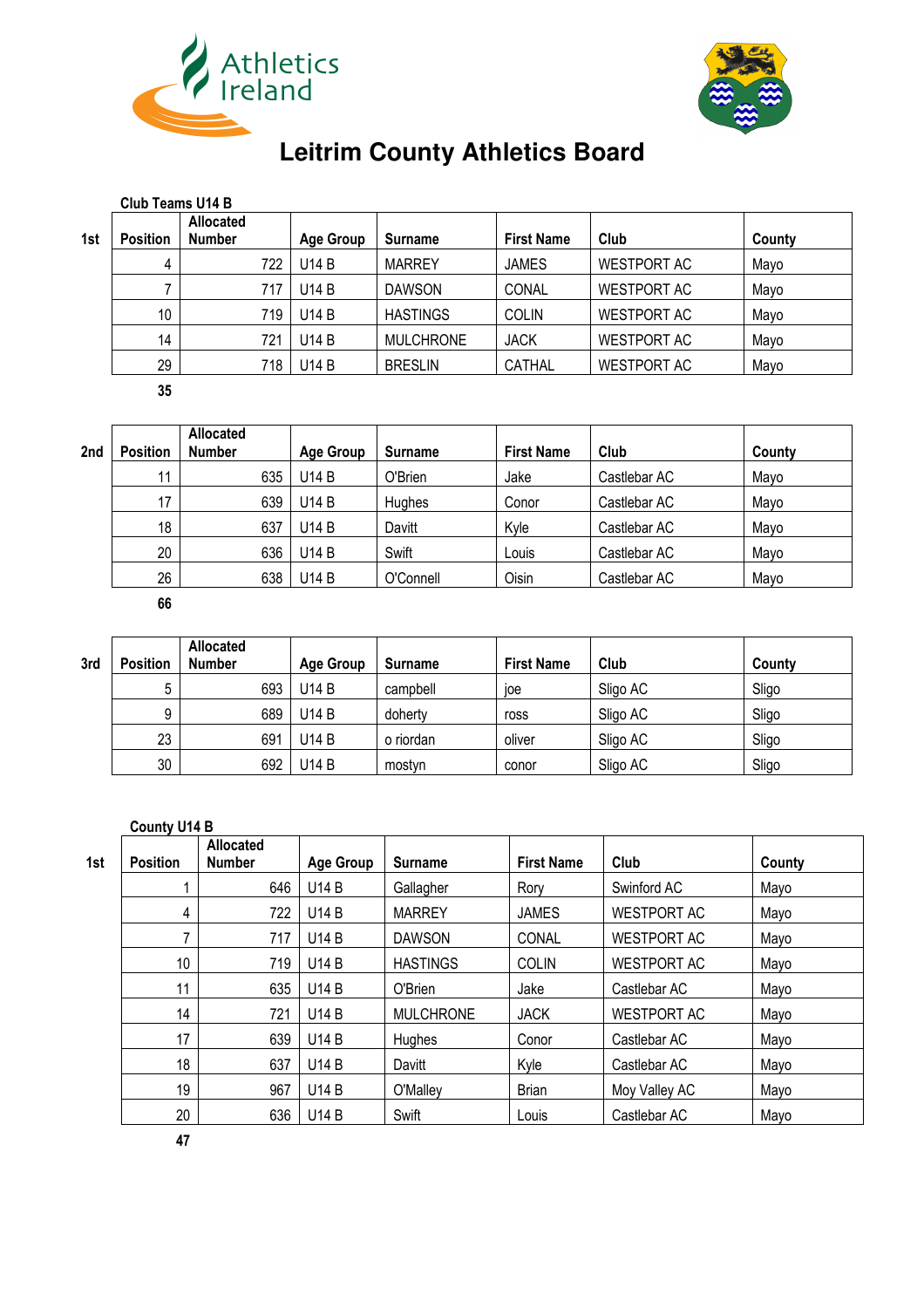# Leitrim County Athletics Board

**Club Teams U14 B**

| 1st | Position | Allocated Number | Age Group | Surname | First Name | Club | County |
|---|---|---|---|---|---|---|---|
| | 4 | 722 | U14 B | MARREY | JAMES | WESTPORT AC | Mayo |
| | 7 | 717 | U14 B | DAWSON | CONAL | WESTPORT AC | Mayo |
| | 10 | 719 | U14 B | HASTINGS | COLIN | WESTPORT AC | Mayo |
| | 14 | 721 | U14 B | MULCHRONE | JACK | WESTPORT AC | Mayo |
| | 29 | 718 | U14 B | BRESLIN | CATHAL | WESTPORT AC | Mayo |
| | **35** | | | | | | |

| 2nd | Position | Allocated Number | Age Group | Surname | First Name | Club | County |
|---|---|---|---|---|---|---|---|
| | 11 | 635 | U14 B | O'Brien | Jake | Castlebar AC | Mayo |
| | 17 | 639 | U14 B | Hughes | Conor | Castlebar AC | Mayo |
| | 18 | 637 | U14 B | Davitt | Kyle | Castlebar AC | Mayo |
| | 20 | 636 | U14 B | Swift | Louis | Castlebar AC | Mayo |
| | 26 | 638 | U14 B | O'Connell | Oisin | Castlebar AC | Mayo |
| | **66** | | | | | | |

| 3rd | Position | Allocated Number | Age Group | Surname | First Name | Club | County |
|---|---|---|---|---|---|---|---|
| | 5 | 693 | U14 B | campbell | joe | Sligo AC | Sligo |
| | 9 | 689 | U14 B | doherty | ross | Sligo AC | Sligo |
| | 23 | 691 | U14 B | o riordan | oliver | Sligo AC | Sligo |
| | 30 | 692 | U14 B | mostyn | conor | Sligo AC | Sligo |

**County U14 B**

| 1st | Position | Allocated Number | Age Group | Surname | First Name | Club | County |
|---|---|---|---|---|---|---|---|
| | 1 | 646 | U14 B | Gallagher | Rory | Swinford AC | Mayo |
| | 4 | 722 | U14 B | MARREY | JAMES | WESTPORT AC | Mayo |
| | 7 | 717 | U14 B | DAWSON | CONAL | WESTPORT AC | Mayo |
| | 10 | 719 | U14 B | HASTINGS | COLIN | WESTPORT AC | Mayo |
| | 11 | 635 | U14 B | O'Brien | Jake | Castlebar AC | Mayo |
| | 14 | 721 | U14 B | MULCHRONE | JACK | WESTPORT AC | Mayo |
| | 17 | 639 | U14 B | Hughes | Conor | Castlebar AC | Mayo |
| | 18 | 637 | U14 B | Davitt | Kyle | Castlebar AC | Mayo |
| | 19 | 967 | U14 B | O'Malley | Brian | Moy Valley AC | Mayo |
| | 20 | 636 | U14 B | Swift | Louis | Castlebar AC | Mayo |
| | **47** | | | | | | |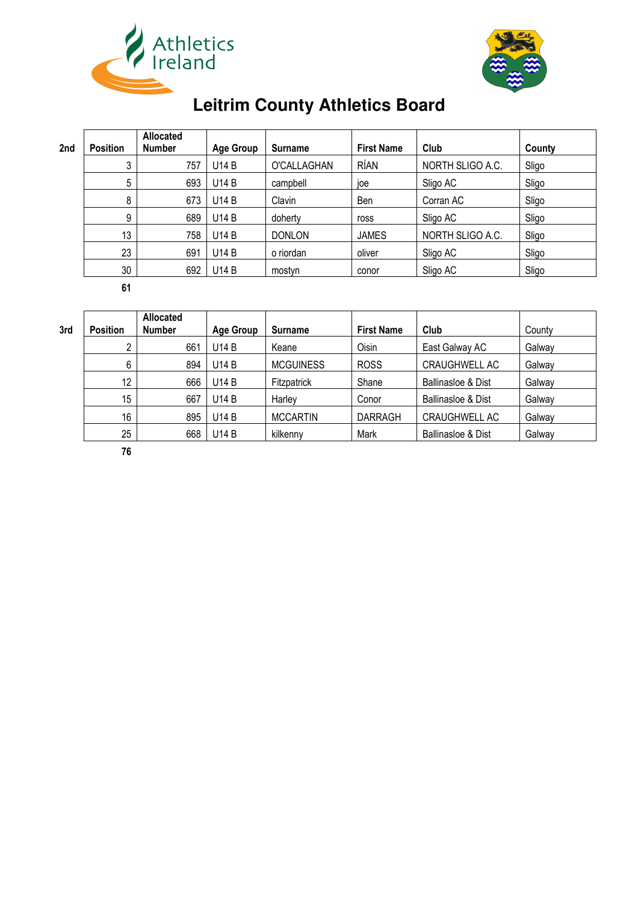# Leitrim County Athletics Board

**2nd**

| Position | Allocated Number | Age Group | Surname | First Name | Club | County |
|---|---|---|---|---|---|---|
| 3 | 757 | U14 B | O'CALLAGHAN | RÍAN | NORTH SLIGO A.C. | Sligo |
| 5 | 693 | U14 B | campbell | joe | Sligo AC | Sligo |
| 8 | 673 | U14 B | Clavin | Ben | Corran AC | Sligo |
| 9 | 689 | U14 B | doherty | ross | Sligo AC | Sligo |
| 13 | 758 | U14 B | DONLON | JAMES | NORTH SLIGO A.C. | Sligo |
| 23 | 691 | U14 B | o riordan | oliver | Sligo AC | Sligo |
| 30 | 692 | U14 B | mostyn | conor | Sligo AC | Sligo |

**61**

**3rd**

| Position | Allocated Number | Age Group | Surname | First Name | Club | County |
|---|---|---|---|---|---|---|
| 2 | 661 | U14 B | Keane | Oisin | East Galway AC | Galway |
| 6 | 894 | U14 B | MCGUINESS | ROSS | CRAUGHWELL AC | Galway |
| 12 | 666 | U14 B | Fitzpatrick | Shane | Ballinasloe & Dist | Galway |
| 15 | 667 | U14 B | Harley | Conor | Ballinasloe & Dist | Galway |
| 16 | 895 | U14 B | MCCARTIN | DARRAGH | CRAUGHWELL AC | Galway |
| 25 | 668 | U14 B | kilkenny | Mark | Ballinasloe & Dist | Galway |

**76**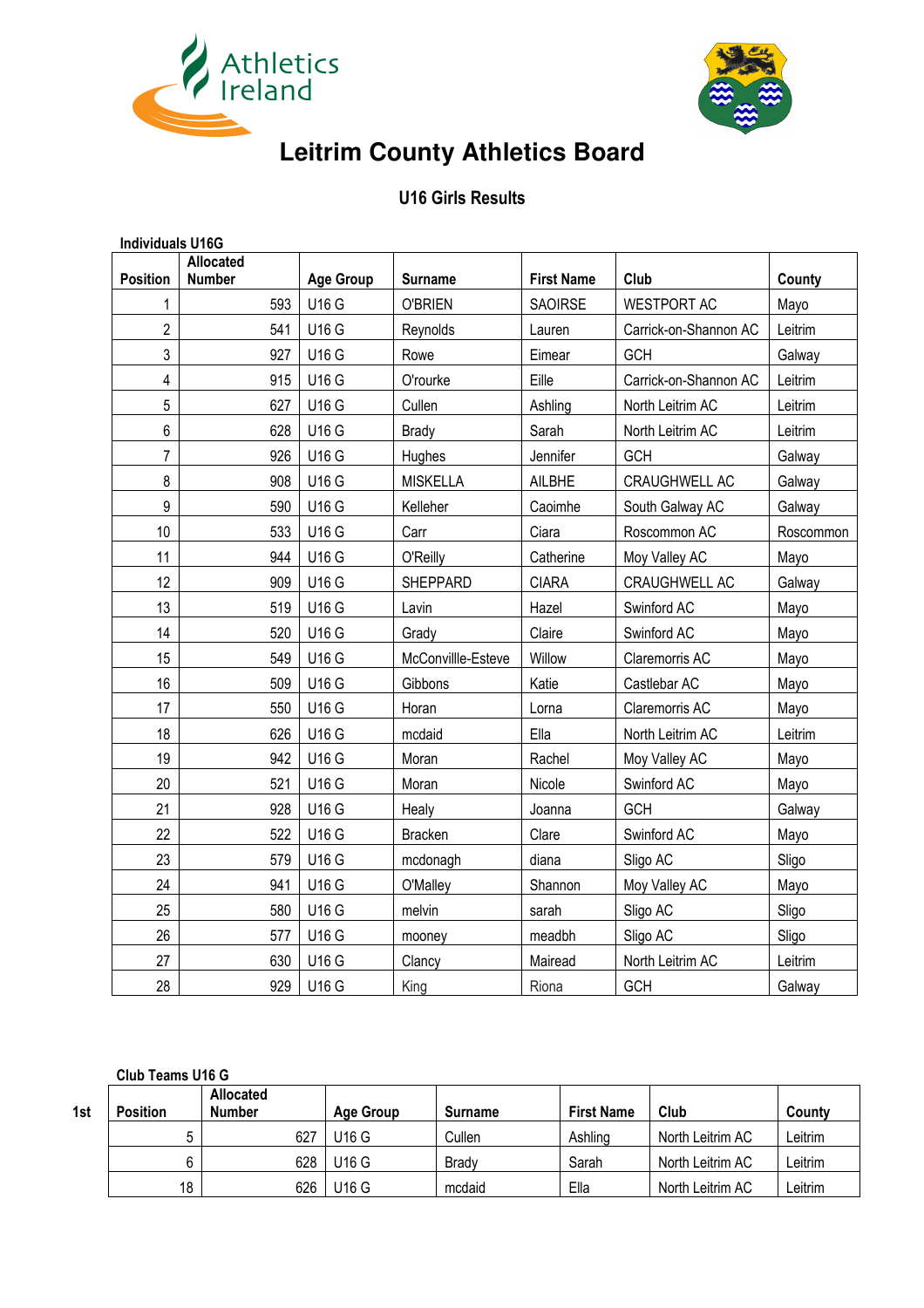# Leitrim County Athletics Board

## U16 Girls Results

**Individuals U16G**

| Position | Allocated Number | Age Group | Surname | First Name | Club | County |
|---|---|---|---|---|---|---|
| 1 | 593 | U16 G | O'BRIEN | SAOIRSE | WESTPORT AC | Mayo |
| 2 | 541 | U16 G | Reynolds | Lauren | Carrick-on-Shannon AC | Leitrim |
| 3 | 927 | U16 G | Rowe | Eimear | GCH | Galway |
| 4 | 915 | U16 G | O'rourke | Eille | Carrick-on-Shannon AC | Leitrim |
| 5 | 627 | U16 G | Cullen | Ashling | North Leitrim AC | Leitrim |
| 6 | 628 | U16 G | Brady | Sarah | North Leitrim AC | Leitrim |
| 7 | 926 | U16 G | Hughes | Jennifer | GCH | Galway |
| 8 | 908 | U16 G | MISKELLA | AILBHE | CRAUGHWELL AC | Galway |
| 9 | 590 | U16 G | Kelleher | Caoimhe | South Galway AC | Galway |
| 10 | 533 | U16 G | Carr | Ciara | Roscommon AC | Roscommon |
| 11 | 944 | U16 G | O'Reilly | Catherine | Moy Valley AC | Mayo |
| 12 | 909 | U16 G | SHEPPARD | CIARA | CRAUGHWELL AC | Galway |
| 13 | 519 | U16 G | Lavin | Hazel | Swinford AC | Mayo |
| 14 | 520 | U16 G | Grady | Claire | Swinford AC | Mayo |
| 15 | 549 | U16 G | McConvillle-Esteve | Willow | Claremorris AC | Mayo |
| 16 | 509 | U16 G | Gibbons | Katie | Castlebar AC | Mayo |
| 17 | 550 | U16 G | Horan | Lorna | Claremorris AC | Mayo |
| 18 | 626 | U16 G | mcdaid | Ella | North Leitrim AC | Leitrim |
| 19 | 942 | U16 G | Moran | Rachel | Moy Valley AC | Mayo |
| 20 | 521 | U16 G | Moran | Nicole | Swinford AC | Mayo |
| 21 | 928 | U16 G | Healy | Joanna | GCH | Galway |
| 22 | 522 | U16 G | Bracken | Clare | Swinford AC | Mayo |
| 23 | 579 | U16 G | mcdonagh | diana | Sligo AC | Sligo |
| 24 | 941 | U16 G | O'Malley | Shannon | Moy Valley AC | Mayo |
| 25 | 580 | U16 G | melvin | sarah | Sligo AC | Sligo |
| 26 | 577 | U16 G | mooney | meadbh | Sligo AC | Sligo |
| 27 | 630 | U16 G | Clancy | Mairead | North Leitrim AC | Leitrim |
| 28 | 929 | U16 G | King | Riona | GCH | Galway |

**Club Teams U16 G**

| | Position | Allocated Number | Age Group | Surname | First Name | Club | County |
|---|---|---|---|---|---|---|---|
| 1st | 5 | 627 | U16 G | Cullen | Ashling | North Leitrim AC | Leitrim |
| | 6 | 628 | U16 G | Brady | Sarah | North Leitrim AC | Leitrim |
| | 18 | 626 | U16 G | mcdaid | Ella | North Leitrim AC | Leitrim |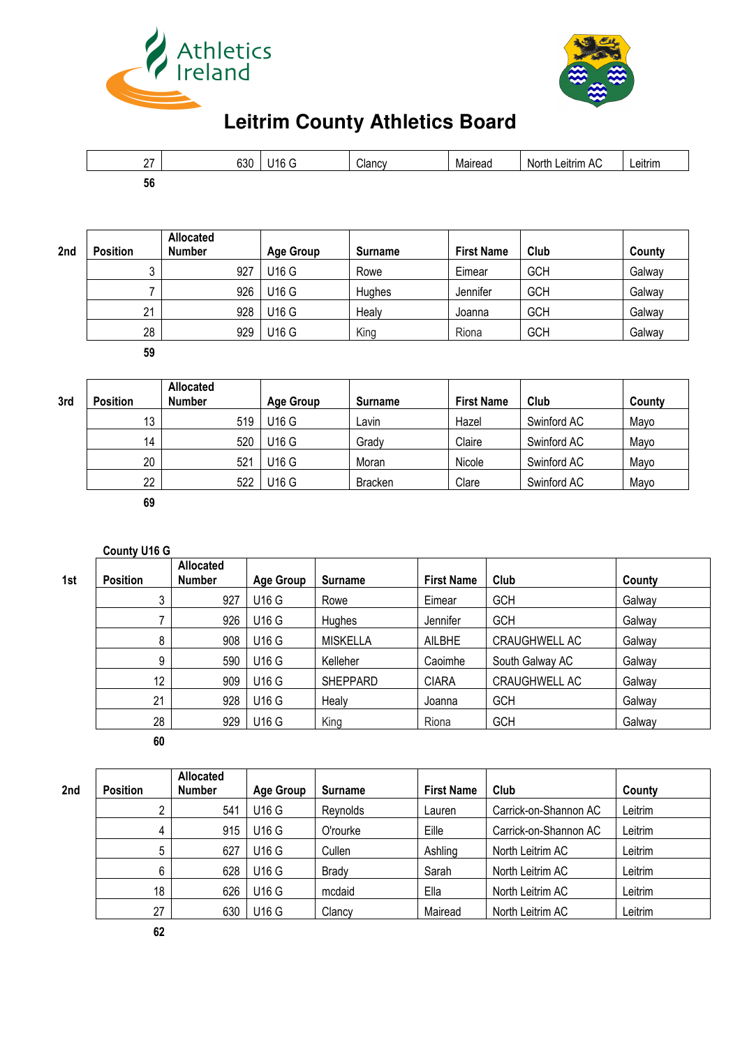# Leitrim County Athletics Board

| | | | | | | |
|---|---|---|---|---|---|---|
| 27 | 630 | U16 G | Clancy | Mairead | North Leitrim AC | Leitrim |

**56**

2nd

| Position | Allocated Number | Age Group | Surname | First Name | Club | County |
|---|---|---|---|---|---|---|
| 3 | 927 | U16 G | Rowe | Eimear | GCH | Galway |
| 7 | 926 | U16 G | Hughes | Jennifer | GCH | Galway |
| 21 | 928 | U16 G | Healy | Joanna | GCH | Galway |
| 28 | 929 | U16 G | King | Riona | GCH | Galway |

**59**

3rd

| Position | Allocated Number | Age Group | Surname | First Name | Club | County |
|---|---|---|---|---|---|---|
| 13 | 519 | U16 G | Lavin | Hazel | Swinford AC | Mayo |
| 14 | 520 | U16 G | Grady | Claire | Swinford AC | Mayo |
| 20 | 521 | U16 G | Moran | Nicole | Swinford AC | Mayo |
| 22 | 522 | U16 G | Bracken | Clare | Swinford AC | Mayo |

**69**

**County U16 G**

1st

| Position | Allocated Number | Age Group | Surname | First Name | Club | County |
|---|---|---|---|---|---|---|
| 3 | 927 | U16 G | Rowe | Eimear | GCH | Galway |
| 7 | 926 | U16 G | Hughes | Jennifer | GCH | Galway |
| 8 | 908 | U16 G | MISKELLA | AILBHE | CRAUGHWELL AC | Galway |
| 9 | 590 | U16 G | Kelleher | Caoimhe | South Galway AC | Galway |
| 12 | 909 | U16 G | SHEPPARD | CIARA | CRAUGHWELL AC | Galway |
| 21 | 928 | U16 G | Healy | Joanna | GCH | Galway |
| 28 | 929 | U16 G | King | Riona | GCH | Galway |

**60**

2nd

| Position | Allocated Number | Age Group | Surname | First Name | Club | County |
|---|---|---|---|---|---|---|
| 2 | 541 | U16 G | Reynolds | Lauren | Carrick-on-Shannon AC | Leitrim |
| 4 | 915 | U16 G | O'rourke | Eille | Carrick-on-Shannon AC | Leitrim |
| 5 | 627 | U16 G | Cullen | Ashling | North Leitrim AC | Leitrim |
| 6 | 628 | U16 G | Brady | Sarah | North Leitrim AC | Leitrim |
| 18 | 626 | U16 G | mcdaid | Ella | North Leitrim AC | Leitrim |
| 27 | 630 | U16 G | Clancy | Mairead | North Leitrim AC | Leitrim |

**62**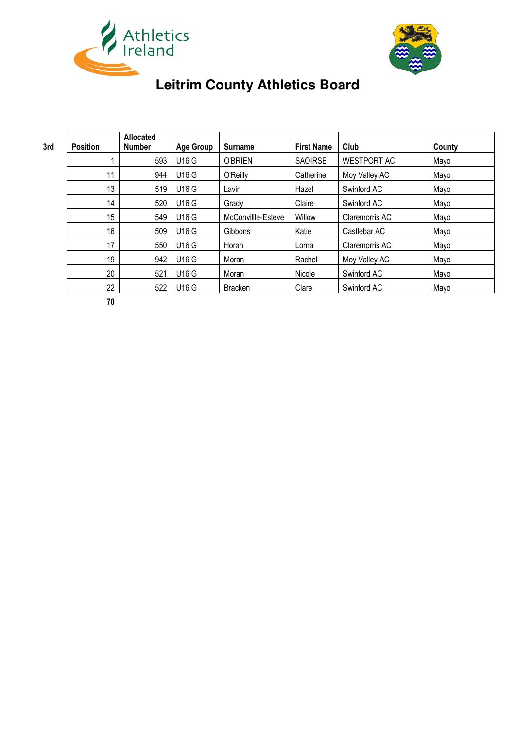# Leitrim County Athletics Board

3rd

| Position | Allocated Number | Age Group | Surname | First Name | Club | County |
|---|---|---|---|---|---|---|
| 1 | 593 | U16 G | O'BRIEN | SAOIRSE | WESTPORT AC | Mayo |
| 11 | 944 | U16 G | O'Reilly | Catherine | Moy Valley AC | Mayo |
| 13 | 519 | U16 G | Lavin | Hazel | Swinford AC | Mayo |
| 14 | 520 | U16 G | Grady | Claire | Swinford AC | Mayo |
| 15 | 549 | U16 G | McConvillle-Esteve | Willow | Claremorris AC | Mayo |
| 16 | 509 | U16 G | Gibbons | Katie | Castlebar AC | Mayo |
| 17 | 550 | U16 G | Horan | Lorna | Claremorris AC | Mayo |
| 19 | 942 | U16 G | Moran | Rachel | Moy Valley AC | Mayo |
| 20 | 521 | U16 G | Moran | Nicole | Swinford AC | Mayo |
| 22 | 522 | U16 G | Bracken | Clare | Swinford AC | Mayo |
| **70** | | | | | | |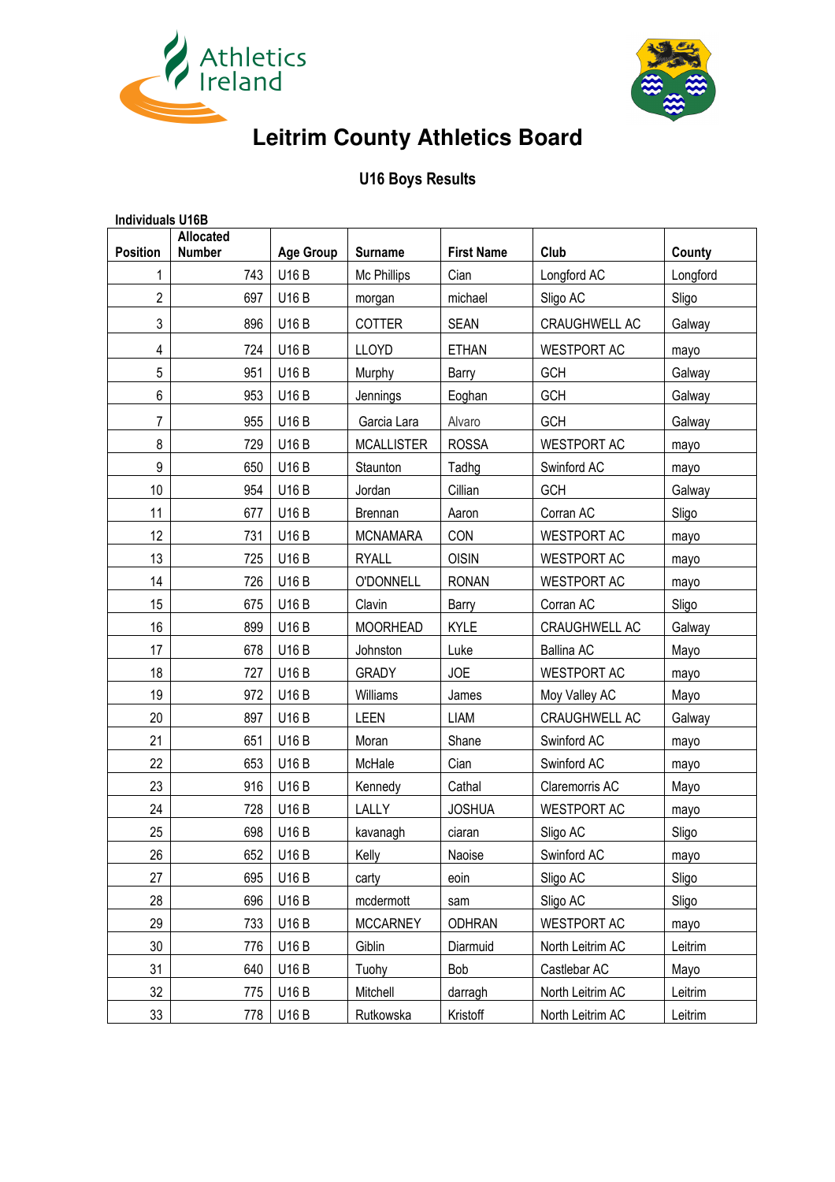Athletics Ireland

# Leitrim County Athletics Board

## U16 Boys Results

**Individuals U16B**

| Position | Allocated Number | Age Group | Surname | First Name | Club | County |
|---|---|---|---|---|---|---|
| 1 | 743 | U16 B | Mc Phillips | Cian | Longford AC | Longford |
| 2 | 697 | U16 B | morgan | michael | Sligo AC | Sligo |
| 3 | 896 | U16 B | COTTER | SEAN | CRAUGHWELL AC | Galway |
| 4 | 724 | U16 B | LLOYD | ETHAN | WESTPORT AC | mayo |
| 5 | 951 | U16 B | Murphy | Barry | GCH | Galway |
| 6 | 953 | U16 B | Jennings | Eoghan | GCH | Galway |
| 7 | 955 | U16 B | Garcia Lara | Alvaro | GCH | Galway |
| 8 | 729 | U16 B | MCALLISTER | ROSSA | WESTPORT AC | mayo |
| 9 | 650 | U16 B | Staunton | Tadhg | Swinford AC | mayo |
| 10 | 954 | U16 B | Jordan | Cillian | GCH | Galway |
| 11 | 677 | U16 B | Brennan | Aaron | Corran AC | Sligo |
| 12 | 731 | U16 B | MCNAMARA | CON | WESTPORT AC | mayo |
| 13 | 725 | U16 B | RYALL | OISIN | WESTPORT AC | mayo |
| 14 | 726 | U16 B | O'DONNELL | RONAN | WESTPORT AC | mayo |
| 15 | 675 | U16 B | Clavin | Barry | Corran AC | Sligo |
| 16 | 899 | U16 B | MOORHEAD | KYLE | CRAUGHWELL AC | Galway |
| 17 | 678 | U16 B | Johnston | Luke | Ballina AC | Mayo |
| 18 | 727 | U16 B | GRADY | JOE | WESTPORT AC | mayo |
| 19 | 972 | U16 B | Williams | James | Moy Valley AC | Mayo |
| 20 | 897 | U16 B | LEEN | LIAM | CRAUGHWELL AC | Galway |
| 21 | 651 | U16 B | Moran | Shane | Swinford AC | mayo |
| 22 | 653 | U16 B | McHale | Cian | Swinford AC | mayo |
| 23 | 916 | U16 B | Kennedy | Cathal | Claremorris AC | Mayo |
| 24 | 728 | U16 B | LALLY | JOSHUA | WESTPORT AC | mayo |
| 25 | 698 | U16 B | kavanagh | ciaran | Sligo AC | Sligo |
| 26 | 652 | U16 B | Kelly | Naoise | Swinford AC | mayo |
| 27 | 695 | U16 B | carty | eoin | Sligo AC | Sligo |
| 28 | 696 | U16 B | mcdermott | sam | Sligo AC | Sligo |
| 29 | 733 | U16 B | MCCARNEY | ODHRAN | WESTPORT AC | mayo |
| 30 | 776 | U16 B | Giblin | Diarmuid | North Leitrim AC | Leitrim |
| 31 | 640 | U16 B | Tuohy | Bob | Castlebar AC | Mayo |
| 32 | 775 | U16 B | Mitchell | darragh | North Leitrim AC | Leitrim |
| 33 | 778 | U16 B | Rutkowska | Kristoff | North Leitrim AC | Leitrim |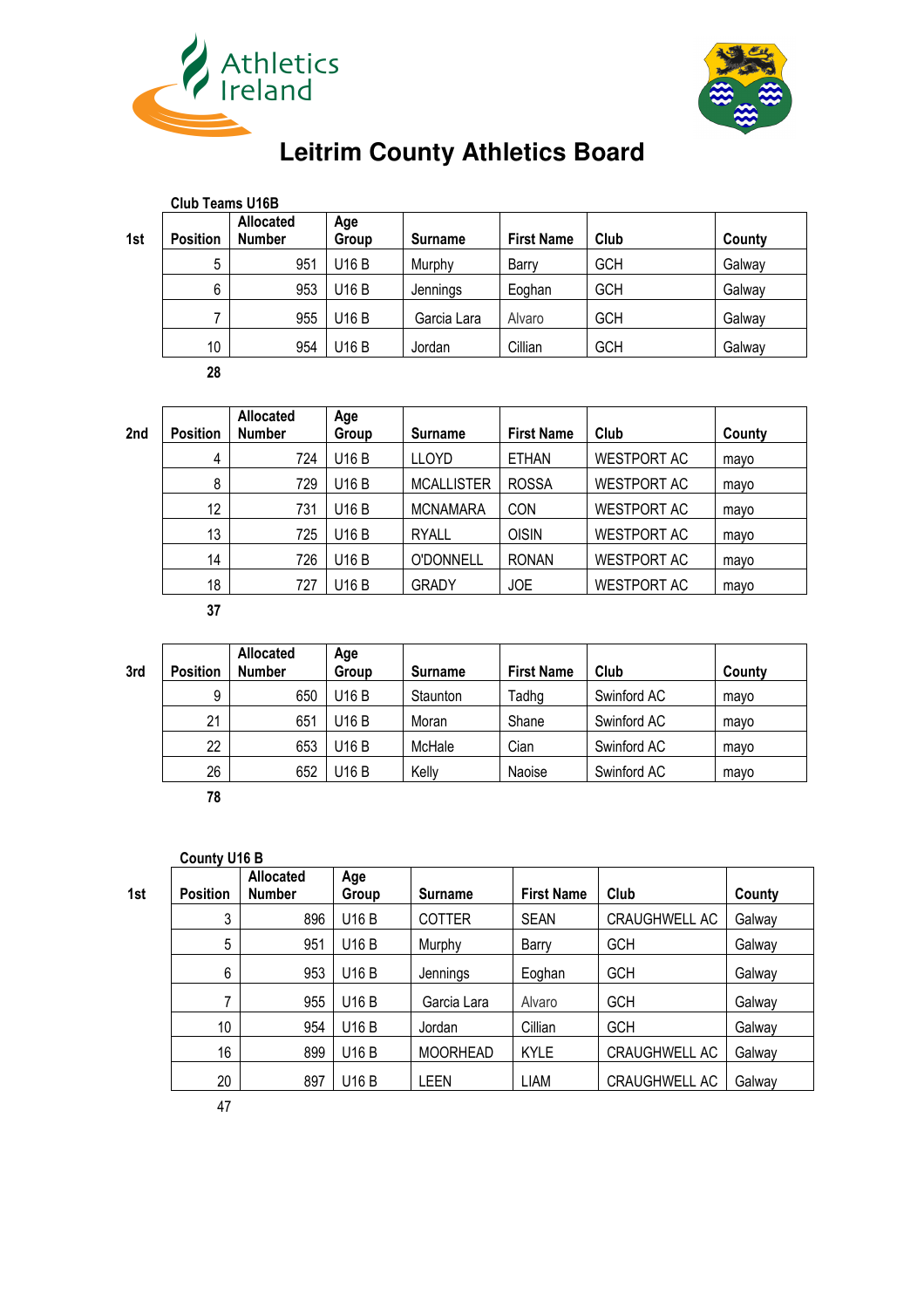Athletics Ireland

# Leitrim County Athletics Board

### Club Teams U16B

**1st**

| Position | Allocated Number | Age Group | Surname | First Name | Club | County |
|---|---|---|---|---|---|---|
| 5 | 951 | U16 B | Murphy | Barry | GCH | Galway |
| 6 | 953 | U16 B | Jennings | Eoghan | GCH | Galway |
| 7 | 955 | U16 B | Garcia Lara | Alvaro | GCH | Galway |
| 10 | 954 | U16 B | Jordan | Cillian | GCH | Galway |

**28**

**2nd**

| Position | Allocated Number | Age Group | Surname | First Name | Club | County |
|---|---|---|---|---|---|---|
| 4 | 724 | U16 B | LLOYD | ETHAN | WESTPORT AC | mayo |
| 8 | 729 | U16 B | MCALLISTER | ROSSA | WESTPORT AC | mayo |
| 12 | 731 | U16 B | MCNAMARA | CON | WESTPORT AC | mayo |
| 13 | 725 | U16 B | RYALL | OISIN | WESTPORT AC | mayo |
| 14 | 726 | U16 B | O'DONNELL | RONAN | WESTPORT AC | mayo |
| 18 | 727 | U16 B | GRADY | JOE | WESTPORT AC | mayo |

**37**

**3rd**

| Position | Allocated Number | Age Group | Surname | First Name | Club | County |
|---|---|---|---|---|---|---|
| 9 | 650 | U16 B | Staunton | Tadhg | Swinford AC | mayo |
| 21 | 651 | U16 B | Moran | Shane | Swinford AC | mayo |
| 22 | 653 | U16 B | McHale | Cian | Swinford AC | mayo |
| 26 | 652 | U16 B | Kelly | Naoise | Swinford AC | mayo |

**78**

### County U16 B

**1st**

| Position | Allocated Number | Age Group | Surname | First Name | Club | County |
|---|---|---|---|---|---|---|
| 3 | 896 | U16 B | COTTER | SEAN | CRAUGHWELL AC | Galway |
| 5 | 951 | U16 B | Murphy | Barry | GCH | Galway |
| 6 | 953 | U16 B | Jennings | Eoghan | GCH | Galway |
| 7 | 955 | U16 B | Garcia Lara | Alvaro | GCH | Galway |
| 10 | 954 | U16 B | Jordan | Cillian | GCH | Galway |
| 16 | 899 | U16 B | MOORHEAD | KYLE | CRAUGHWELL AC | Galway |
| 20 | 897 | U16 B | LEEN | LIAM | CRAUGHWELL AC | Galway |

47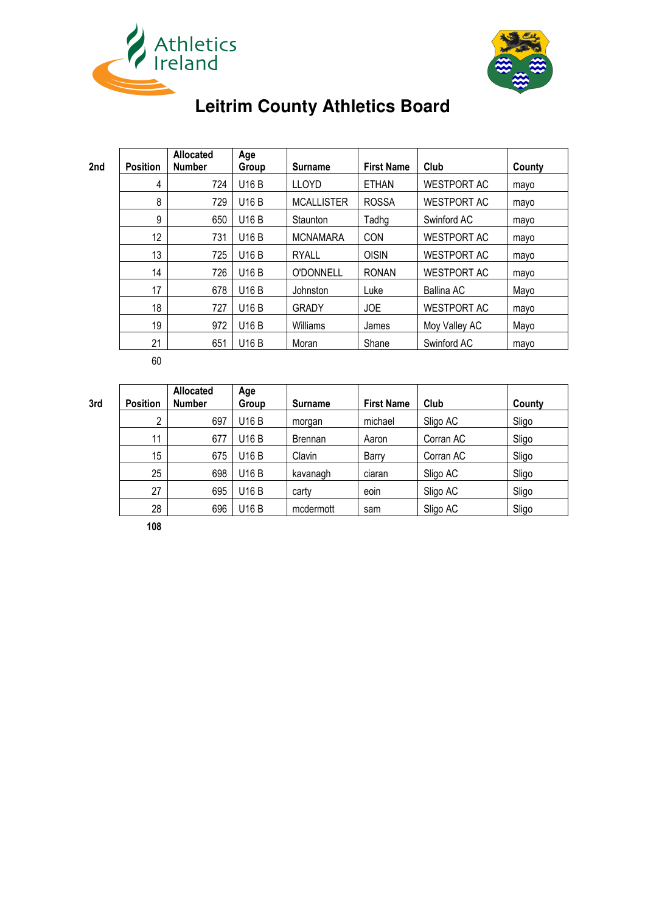# Leitrim County Athletics Board

2nd

| Position | Allocated Number | Age Group | Surname | First Name | Club | County |
|---|---|---|---|---|---|---|
| 4 | 724 | U16 B | LLOYD | ETHAN | WESTPORT AC | mayo |
| 8 | 729 | U16 B | MCALLISTER | ROSSA | WESTPORT AC | mayo |
| 9 | 650 | U16 B | Staunton | Tadhg | Swinford AC | mayo |
| 12 | 731 | U16 B | MCNAMARA | CON | WESTPORT AC | mayo |
| 13 | 725 | U16 B | RYALL | OISIN | WESTPORT AC | mayo |
| 14 | 726 | U16 B | O'DONNELL | RONAN | WESTPORT AC | mayo |
| 17 | 678 | U16 B | Johnston | Luke | Ballina AC | Mayo |
| 18 | 727 | U16 B | GRADY | JOE | WESTPORT AC | mayo |
| 19 | 972 | U16 B | Williams | James | Moy Valley AC | Mayo |
| 21 | 651 | U16 B | Moran | Shane | Swinford AC | mayo |

60

3rd

| Position | Allocated Number | Age Group | Surname | First Name | Club | County |
|---|---|---|---|---|---|---|
| 2 | 697 | U16 B | morgan | michael | Sligo AC | Sligo |
| 11 | 677 | U16 B | Brennan | Aaron | Corran AC | Sligo |
| 15 | 675 | U16 B | Clavin | Barry | Corran AC | Sligo |
| 25 | 698 | U16 B | kavanagh | ciaran | Sligo AC | Sligo |
| 27 | 695 | U16 B | carty | eoin | Sligo AC | Sligo |
| 28 | 696 | U16 B | mcdermott | sam | Sligo AC | Sligo |

**108**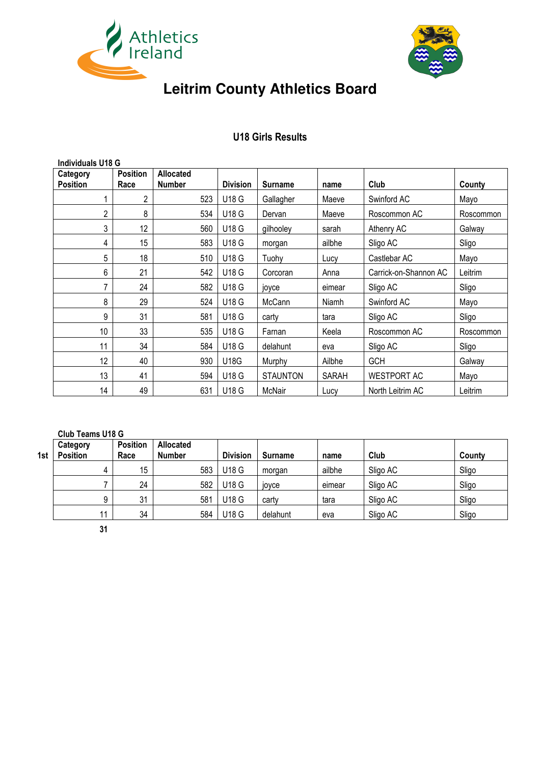# Leitrim County Athletics Board

## U18 Girls Results

**Individuals U18 G**

| Category Position | Position Race | Allocated Number | Division | Surname | name | Club | County |
|---|---|---|---|---|---|---|---|
| 1 | 2 | 523 | U18 G | Gallagher | Maeve | Swinford AC | Mayo |
| 2 | 8 | 534 | U18 G | Dervan | Maeve | Roscommon AC | Roscommon |
| 3 | 12 | 560 | U18 G | gilhooley | sarah | Athenry AC | Galway |
| 4 | 15 | 583 | U18 G | morgan | ailbhe | Sligo AC | Sligo |
| 5 | 18 | 510 | U18 G | Tuohy | Lucy | Castlebar AC | Mayo |
| 6 | 21 | 542 | U18 G | Corcoran | Anna | Carrick-on-Shannon AC | Leitrim |
| 7 | 24 | 582 | U18 G | joyce | eimear | Sligo AC | Sligo |
| 8 | 29 | 524 | U18 G | McCann | Niamh | Swinford AC | Mayo |
| 9 | 31 | 581 | U18 G | carty | tara | Sligo AC | Sligo |
| 10 | 33 | 535 | U18 G | Farnan | Keela | Roscommon AC | Roscommon |
| 11 | 34 | 584 | U18 G | delahunt | eva | Sligo AC | Sligo |
| 12 | 40 | 930 | U18G | Murphy | Ailbhe | GCH | Galway |
| 13 | 41 | 594 | U18 G | STAUNTON | SARAH | WESTPORT AC | Mayo |
| 14 | 49 | 631 | U18 G | McNair | Lucy | North Leitrim AC | Leitrim |

**Club Teams U18 G**

1st

| Category Position | Position Race | Allocated Number | Division | Surname | name | Club | County |
|---|---|---|---|---|---|---|---|
| 4 | 15 | 583 | U18 G | morgan | ailbhe | Sligo AC | Sligo |
| 7 | 24 | 582 | U18 G | joyce | eimear | Sligo AC | Sligo |
| 9 | 31 | 581 | U18 G | carty | tara | Sligo AC | Sligo |
| 11 | 34 | 584 | U18 G | delahunt | eva | Sligo AC | Sligo |

**31**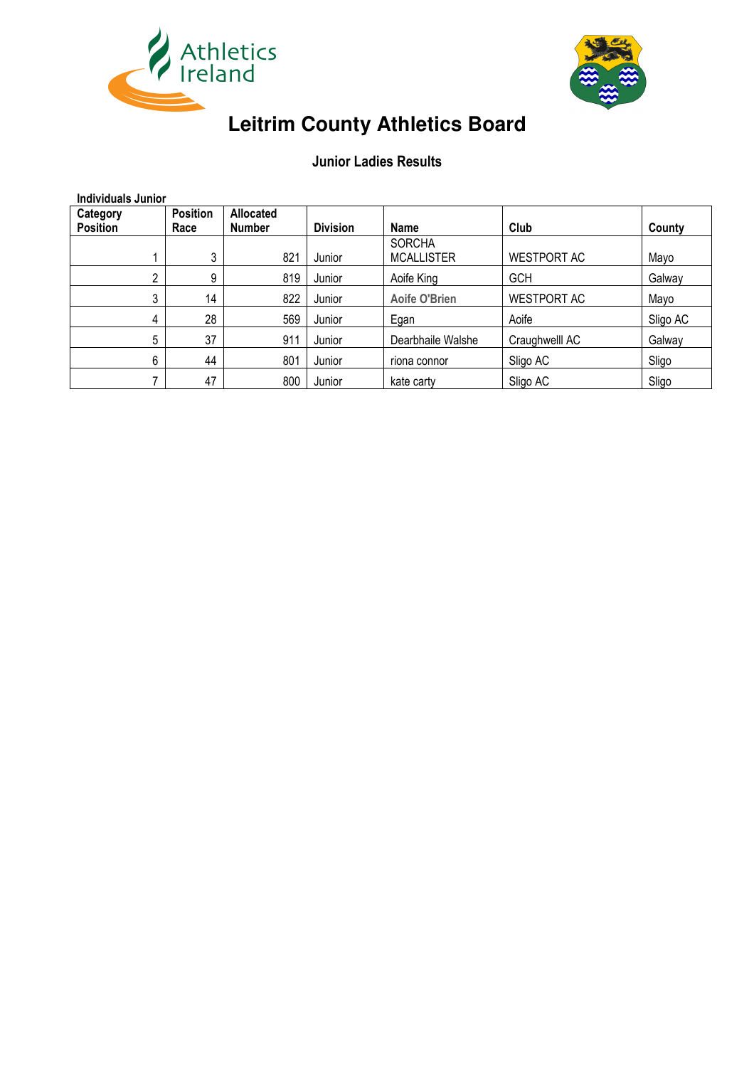Athletics Ireland

# Leitrim County Athletics Board

## Junior Ladies Results

**Individuals Junior**

| Category Position | Position Race | Allocated Number | Division | Name | Club | County |
|---|---|---|---|---|---|---|
| 1 | 3 | 821 | Junior | SORCHA MCALLISTER | WESTPORT AC | Mayo |
| 2 | 9 | 819 | Junior | Aoife King | GCH | Galway |
| 3 | 14 | 822 | Junior | Aoife O'Brien | WESTPORT AC | Mayo |
| 4 | 28 | 569 | Junior | Egan | Aoife | Sligo AC |
| 5 | 37 | 911 | Junior | Dearbhaile Walshe | Craughwelll AC | Galway |
| 6 | 44 | 801 | Junior | riona connor | Sligo AC | Sligo |
| 7 | 47 | 800 | Junior | kate carty | Sligo AC | Sligo |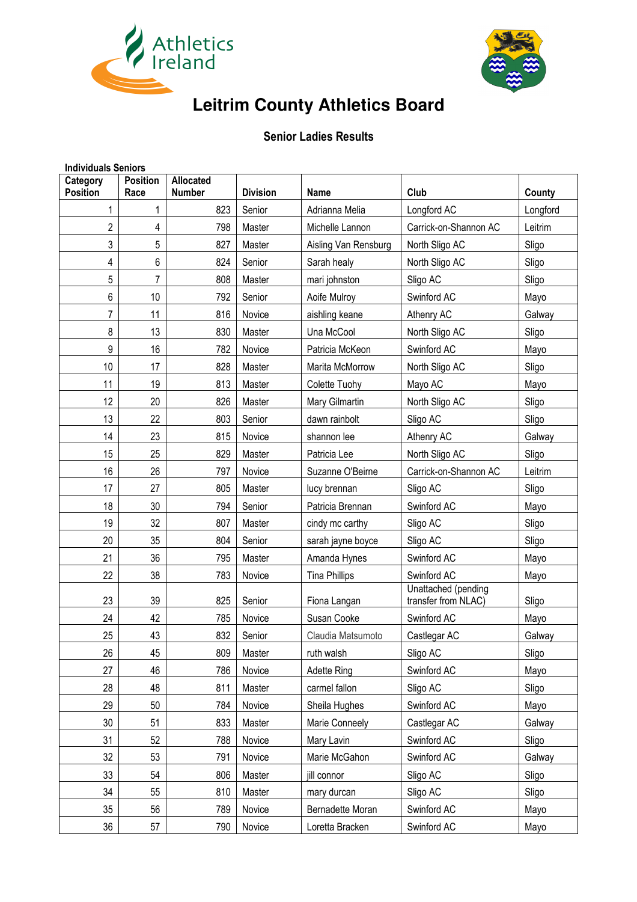# Leitrim County Athletics Board

## Senior Ladies Results

**Individuals Seniors**

| Category Position | Position Race | Allocated Number | Division | Name | Club | County |
|---|---|---|---|---|---|---|
| 1 | 1 | 823 | Senior | Adrianna Melia | Longford AC | Longford |
| 2 | 4 | 798 | Master | Michelle Lannon | Carrick-on-Shannon AC | Leitrim |
| 3 | 5 | 827 | Master | Aisling Van Rensburg | North Sligo AC | Sligo |
| 4 | 6 | 824 | Senior | Sarah healy | North Sligo AC | Sligo |
| 5 | 7 | 808 | Master | mari johnston | Sligo AC | Sligo |
| 6 | 10 | 792 | Senior | Aoife Mulroy | Swinford AC | Mayo |
| 7 | 11 | 816 | Novice | aishling keane | Athenry AC | Galway |
| 8 | 13 | 830 | Master | Una McCool | North Sligo AC | Sligo |
| 9 | 16 | 782 | Novice | Patricia McKeon | Swinford AC | Mayo |
| 10 | 17 | 828 | Master | Marita McMorrow | North Sligo AC | Sligo |
| 11 | 19 | 813 | Master | Colette Tuohy | Mayo AC | Mayo |
| 12 | 20 | 826 | Master | Mary Gilmartin | North Sligo AC | Sligo |
| 13 | 22 | 803 | Senior | dawn rainbolt | Sligo AC | Sligo |
| 14 | 23 | 815 | Novice | shannon lee | Athenry AC | Galway |
| 15 | 25 | 829 | Master | Patricia Lee | North Sligo AC | Sligo |
| 16 | 26 | 797 | Novice | Suzanne O'Beirne | Carrick-on-Shannon AC | Leitrim |
| 17 | 27 | 805 | Master | lucy brennan | Sligo AC | Sligo |
| 18 | 30 | 794 | Senior | Patricia Brennan | Swinford AC | Mayo |
| 19 | 32 | 807 | Master | cindy mc carthy | Sligo AC | Sligo |
| 20 | 35 | 804 | Senior | sarah jayne boyce | Sligo AC | Sligo |
| 21 | 36 | 795 | Master | Amanda Hynes | Swinford AC | Mayo |
| 22 | 38 | 783 | Novice | Tina Phillips | Swinford AC | Mayo |
| 23 | 39 | 825 | Senior | Fiona Langan | Unattached (pending transfer from NLAC) | Sligo |
| 24 | 42 | 785 | Novice | Susan Cooke | Swinford AC | Mayo |
| 25 | 43 | 832 | Senior | Claudia Matsumoto | Castlegar AC | Galway |
| 26 | 45 | 809 | Master | ruth walsh | Sligo AC | Sligo |
| 27 | 46 | 786 | Novice | Adette Ring | Swinford AC | Mayo |
| 28 | 48 | 811 | Master | carmel fallon | Sligo AC | Sligo |
| 29 | 50 | 784 | Novice | Sheila Hughes | Swinford AC | Mayo |
| 30 | 51 | 833 | Master | Marie Conneely | Castlegar AC | Galway |
| 31 | 52 | 788 | Novice | Mary Lavin | Swinford AC | Sligo |
| 32 | 53 | 791 | Novice | Marie McGahon | Swinford AC | Galway |
| 33 | 54 | 806 | Master | jill connor | Sligo AC | Sligo |
| 34 | 55 | 810 | Master | mary durcan | Sligo AC | Sligo |
| 35 | 56 | 789 | Novice | Bernadette Moran | Swinford AC | Mayo |
| 36 | 57 | 790 | Novice | Loretta Bracken | Swinford AC | Mayo |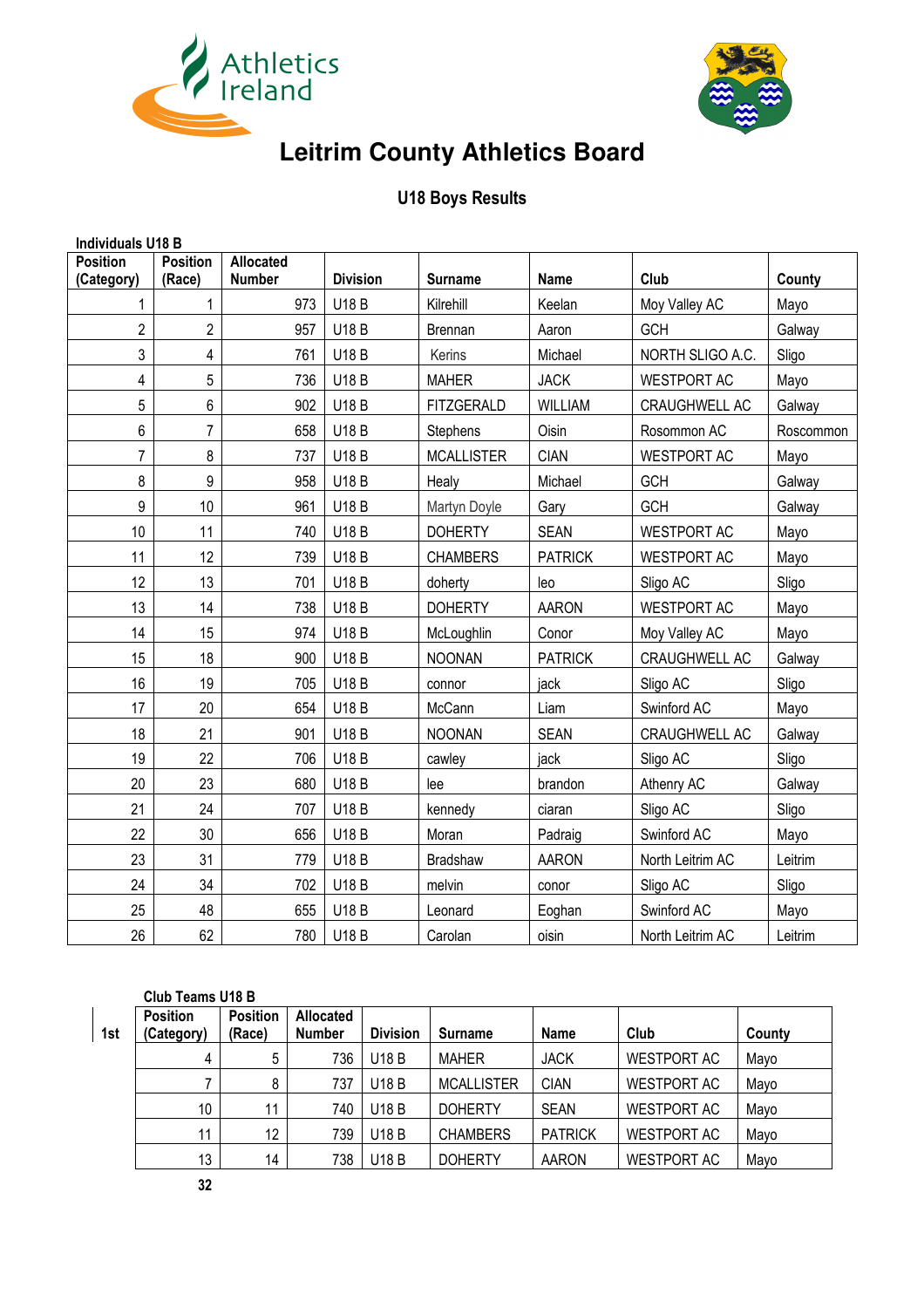# Leitrim County Athletics Board

## U18 Boys Results

**Individuals U18 B**

| Position (Category) | Position (Race) | Allocated Number | Division | Surname | Name | Club | County |
|---|---|---|---|---|---|---|---|
| 1 | 1 | 973 | U18 B | Kilrehill | Keelan | Moy Valley AC | Mayo |
| 2 | 2 | 957 | U18 B | Brennan | Aaron | GCH | Galway |
| 3 | 4 | 761 | U18 B | Kerins | Michael | NORTH SLIGO A.C. | Sligo |
| 4 | 5 | 736 | U18 B | MAHER | JACK | WESTPORT AC | Mayo |
| 5 | 6 | 902 | U18 B | FITZGERALD | WILLIAM | CRAUGHWELL AC | Galway |
| 6 | 7 | 658 | U18 B | Stephens | Oisin | Rosommon AC | Roscommon |
| 7 | 8 | 737 | U18 B | MCALLISTER | CIAN | WESTPORT AC | Mayo |
| 8 | 9 | 958 | U18 B | Healy | Michael | GCH | Galway |
| 9 | 10 | 961 | U18 B | Martyn Doyle | Gary | GCH | Galway |
| 10 | 11 | 740 | U18 B | DOHERTY | SEAN | WESTPORT AC | Mayo |
| 11 | 12 | 739 | U18 B | CHAMBERS | PATRICK | WESTPORT AC | Mayo |
| 12 | 13 | 701 | U18 B | doherty | leo | Sligo AC | Sligo |
| 13 | 14 | 738 | U18 B | DOHERTY | AARON | WESTPORT AC | Mayo |
| 14 | 15 | 974 | U18 B | McLoughlin | Conor | Moy Valley AC | Mayo |
| 15 | 18 | 900 | U18 B | NOONAN | PATRICK | CRAUGHWELL AC | Galway |
| 16 | 19 | 705 | U18 B | connor | jack | Sligo AC | Sligo |
| 17 | 20 | 654 | U18 B | McCann | Liam | Swinford AC | Mayo |
| 18 | 21 | 901 | U18 B | NOONAN | SEAN | CRAUGHWELL AC | Galway |
| 19 | 22 | 706 | U18 B | cawley | jack | Sligo AC | Sligo |
| 20 | 23 | 680 | U18 B | lee | brandon | Athenry AC | Galway |
| 21 | 24 | 707 | U18 B | kennedy | ciaran | Sligo AC | Sligo |
| 22 | 30 | 656 | U18 B | Moran | Padraig | Swinford AC | Mayo |
| 23 | 31 | 779 | U18 B | Bradshaw | AARON | North Leitrim AC | Leitrim |
| 24 | 34 | 702 | U18 B | melvin | conor | Sligo AC | Sligo |
| 25 | 48 | 655 | U18 B | Leonard | Eoghan | Swinford AC | Mayo |
| 26 | 62 | 780 | U18 B | Carolan | oisin | North Leitrim AC | Leitrim |

**Club Teams U18 B**

| | Position (Category) | Position (Race) | Allocated Number | Division | Surname | Name | Club | County |
|---|---|---|---|---|---|---|---|---|
| 1st | 4 | 5 | 736 | U18 B | MAHER | JACK | WESTPORT AC | Mayo |
| | 7 | 8 | 737 | U18 B | MCALLISTER | CIAN | WESTPORT AC | Mayo |
| | 10 | 11 | 740 | U18 B | DOHERTY | SEAN | WESTPORT AC | Mayo |
| | 11 | 12 | 739 | U18 B | CHAMBERS | PATRICK | WESTPORT AC | Mayo |
| | 13 | 14 | 738 | U18 B | DOHERTY | AARON | WESTPORT AC | Mayo |
| | 32 | | | | | | | |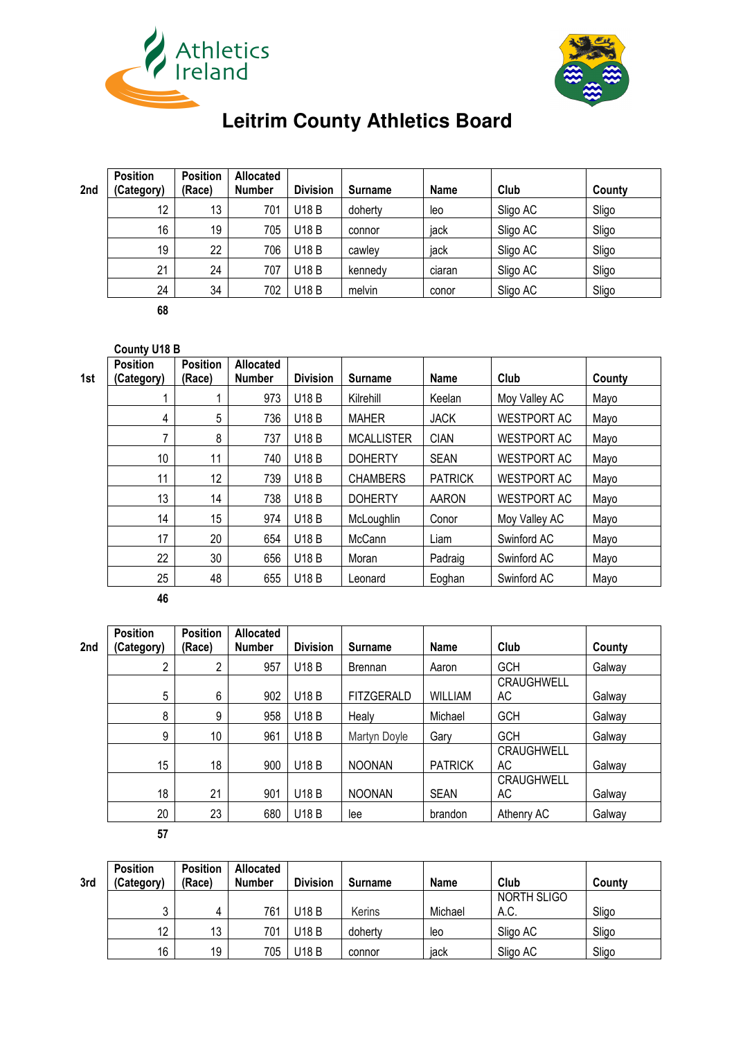# Leitrim County Athletics Board

2nd

| Position (Category) | Position (Race) | Allocated Number | Division | Surname | Name | Club | County |
|---|---|---|---|---|---|---|---|
| 12 | 13 | 701 | U18 B | doherty | leo | Sligo AC | Sligo |
| 16 | 19 | 705 | U18 B | connor | jack | Sligo AC | Sligo |
| 19 | 22 | 706 | U18 B | cawley | jack | Sligo AC | Sligo |
| 21 | 24 | 707 | U18 B | kennedy | ciaran | Sligo AC | Sligo |
| 24 | 34 | 702 | U18 B | melvin | conor | Sligo AC | Sligo |

**68**

**County U18 B**

1st

| Position (Category) | Position (Race) | Allocated Number | Division | Surname | Name | Club | County |
|---|---|---|---|---|---|---|---|
| 1 | 1 | 973 | U18 B | Kilrehill | Keelan | Moy Valley AC | Mayo |
| 4 | 5 | 736 | U18 B | MAHER | JACK | WESTPORT AC | Mayo |
| 7 | 8 | 737 | U18 B | MCALLISTER | CIAN | WESTPORT AC | Mayo |
| 10 | 11 | 740 | U18 B | DOHERTY | SEAN | WESTPORT AC | Mayo |
| 11 | 12 | 739 | U18 B | CHAMBERS | PATRICK | WESTPORT AC | Mayo |
| 13 | 14 | 738 | U18 B | DOHERTY | AARON | WESTPORT AC | Mayo |
| 14 | 15 | 974 | U18 B | McLoughlin | Conor | Moy Valley AC | Mayo |
| 17 | 20 | 654 | U18 B | McCann | Liam | Swinford AC | Mayo |
| 22 | 30 | 656 | U18 B | Moran | Padraig | Swinford AC | Mayo |
| 25 | 48 | 655 | U18 B | Leonard | Eoghan | Swinford AC | Mayo |

**46**

2nd

| Position (Category) | Position (Race) | Allocated Number | Division | Surname | Name | Club | County |
|---|---|---|---|---|---|---|---|
| 2 | 2 | 957 | U18 B | Brennan | Aaron | GCH | Galway |
| 5 | 6 | 902 | U18 B | FITZGERALD | WILLIAM | CRAUGHWELL AC | Galway |
| 8 | 9 | 958 | U18 B | Healy | Michael | GCH | Galway |
| 9 | 10 | 961 | U18 B | Martyn Doyle | Gary | GCH | Galway |
| 15 | 18 | 900 | U18 B | NOONAN | PATRICK | CRAUGHWELL AC | Galway |
| 18 | 21 | 901 | U18 B | NOONAN | SEAN | CRAUGHWELL AC | Galway |
| 20 | 23 | 680 | U18 B | lee | brandon | Athenry AC | Galway |

**57**

3rd

| Position (Category) | Position (Race) | Allocated Number | Division | Surname | Name | Club | County |
|---|---|---|---|---|---|---|---|
| 3 | 4 | 761 | U18 B | Kerins | Michael | NORTH SLIGO A.C. | Sligo |
| 12 | 13 | 701 | U18 B | doherty | leo | Sligo AC | Sligo |
| 16 | 19 | 705 | U18 B | connor | jack | Sligo AC | Sligo |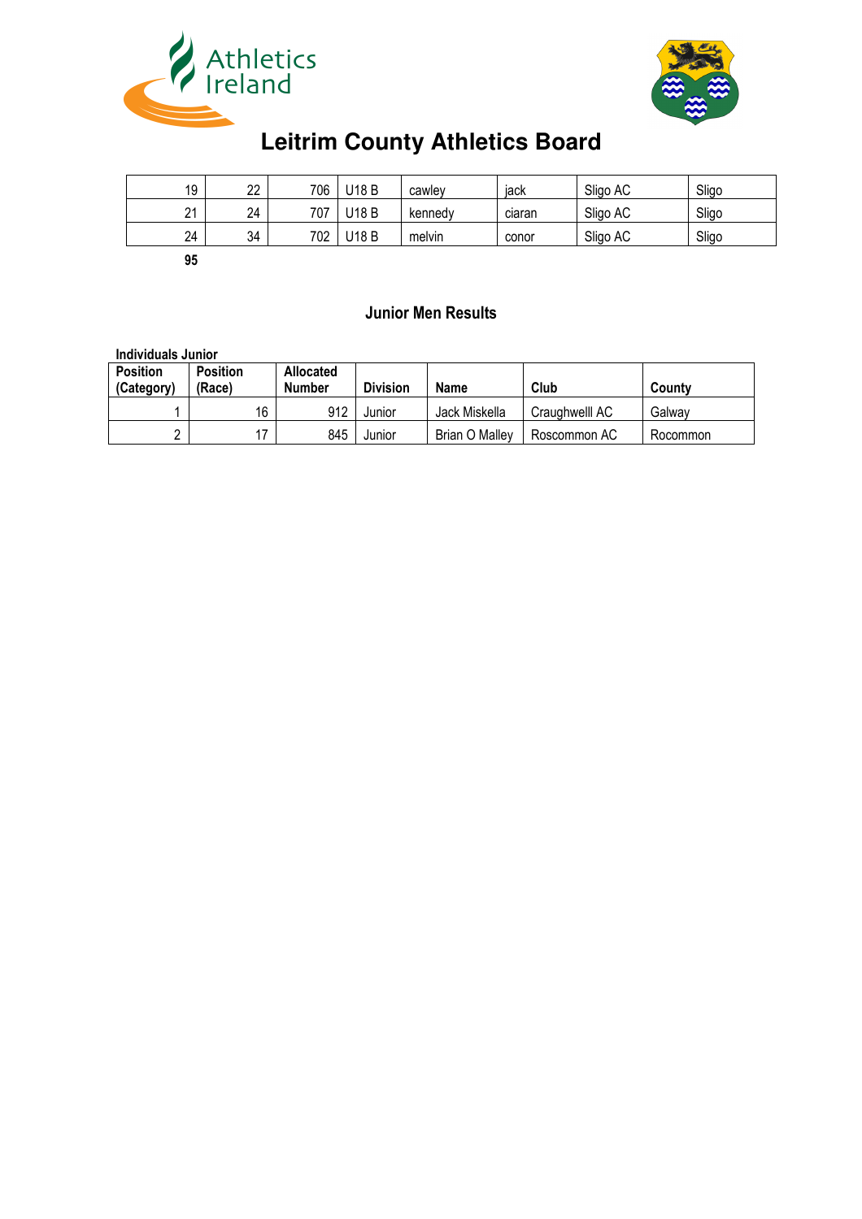# Leitrim County Athletics Board

| | | | | | | | |
|---|---|---|---|---|---|---|---|
| 19 | 22 | 706 | U18 B | cawley | jack | Sligo AC | Sligo |
| 21 | 24 | 707 | U18 B | kennedy | ciaran | Sligo AC | Sligo |
| 24 | 34 | 702 | U18 B | melvin | conor | Sligo AC | Sligo |

**95**

## Junior Men Results

**Individuals Junior**

| Position (Category) | Position (Race) | Allocated Number | Division | Name | Club | County |
|---|---|---|---|---|---|---|
| 1 | 16 | 912 | Junior | Jack Miskella | Craughwelll AC | Galway |
| 2 | 17 | 845 | Junior | Brian O Malley | Roscommon AC | Rocommon |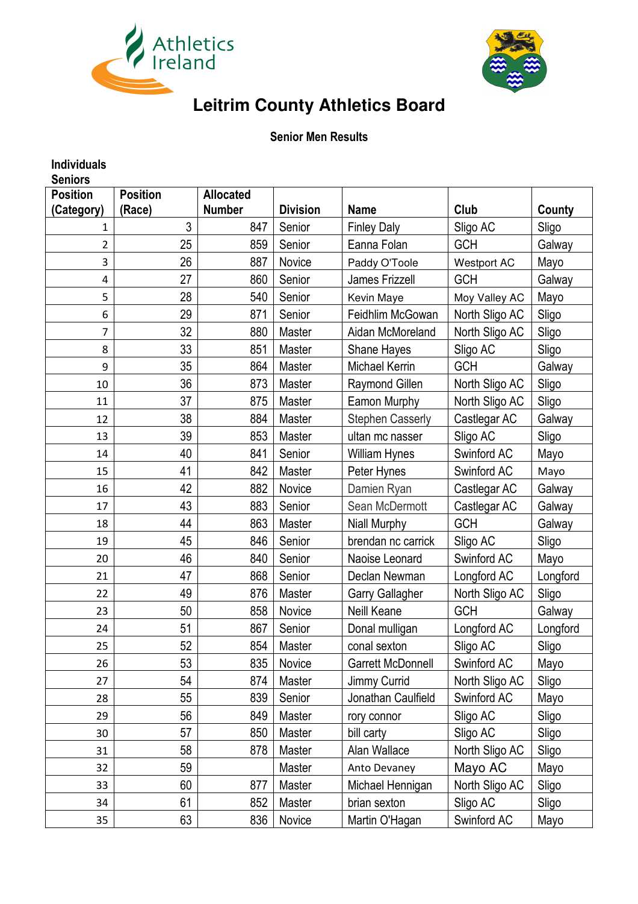# Leitrim County Athletics Board

**Senior Men Results**

**Individuals**
**Seniors**

| Position (Category) | Position (Race) | Allocated Number | Division | Name | Club | County |
|---|---|---|---|---|---|---|
| 1 | 3 | 847 | Senior | Finley Daly | Sligo AC | Sligo |
| 2 | 25 | 859 | Senior | Eanna Folan | GCH | Galway |
| 3 | 26 | 887 | Novice | Paddy O'Toole | Westport AC | Mayo |
| 4 | 27 | 860 | Senior | James Frizzell | GCH | Galway |
| 5 | 28 | 540 | Senior | Kevin Maye | Moy Valley AC | Mayo |
| 6 | 29 | 871 | Senior | Feidhlim McGowan | North Sligo AC | Sligo |
| 7 | 32 | 880 | Master | Aidan McMoreland | North Sligo AC | Sligo |
| 8 | 33 | 851 | Master | Shane Hayes | Sligo AC | Sligo |
| 9 | 35 | 864 | Master | Michael Kerrin | GCH | Galway |
| 10 | 36 | 873 | Master | Raymond Gillen | North Sligo AC | Sligo |
| 11 | 37 | 875 | Master | Eamon Murphy | North Sligo AC | Sligo |
| 12 | 38 | 884 | Master | Stephen Casserly | Castlegar AC | Galway |
| 13 | 39 | 853 | Master | ultan mc nasser | Sligo AC | Sligo |
| 14 | 40 | 841 | Senior | William Hynes | Swinford AC | Mayo |
| 15 | 41 | 842 | Master | Peter Hynes | Swinford AC | Mayo |
| 16 | 42 | 882 | Novice | Damien Ryan | Castlegar AC | Galway |
| 17 | 43 | 883 | Senior | Sean McDermott | Castlegar AC | Galway |
| 18 | 44 | 863 | Master | Niall Murphy | GCH | Galway |
| 19 | 45 | 846 | Senior | brendan nc carrick | Sligo AC | Sligo |
| 20 | 46 | 840 | Senior | Naoise Leonard | Swinford AC | Mayo |
| 21 | 47 | 868 | Senior | Declan Newman | Longford AC | Longford |
| 22 | 49 | 876 | Master | Garry Gallagher | North Sligo AC | Sligo |
| 23 | 50 | 858 | Novice | Neill Keane | GCH | Galway |
| 24 | 51 | 867 | Senior | Donal mulligan | Longford AC | Longford |
| 25 | 52 | 854 | Master | conal sexton | Sligo AC | Sligo |
| 26 | 53 | 835 | Novice | Garrett McDonnell | Swinford AC | Mayo |
| 27 | 54 | 874 | Master | Jimmy Currid | North Sligo AC | Sligo |
| 28 | 55 | 839 | Senior | Jonathan Caulfield | Swinford AC | Mayo |
| 29 | 56 | 849 | Master | rory connor | Sligo AC | Sligo |
| 30 | 57 | 850 | Master | bill carty | Sligo AC | Sligo |
| 31 | 58 | 878 | Master | Alan Wallace | North Sligo AC | Sligo |
| 32 | 59 | | Master | Anto Devaney | Mayo AC | Mayo |
| 33 | 60 | 877 | Master | Michael Hennigan | North Sligo AC | Sligo |
| 34 | 61 | 852 | Master | brian sexton | Sligo AC | Sligo |
| 35 | 63 | 836 | Novice | Martin O'Hagan | Swinford AC | Mayo |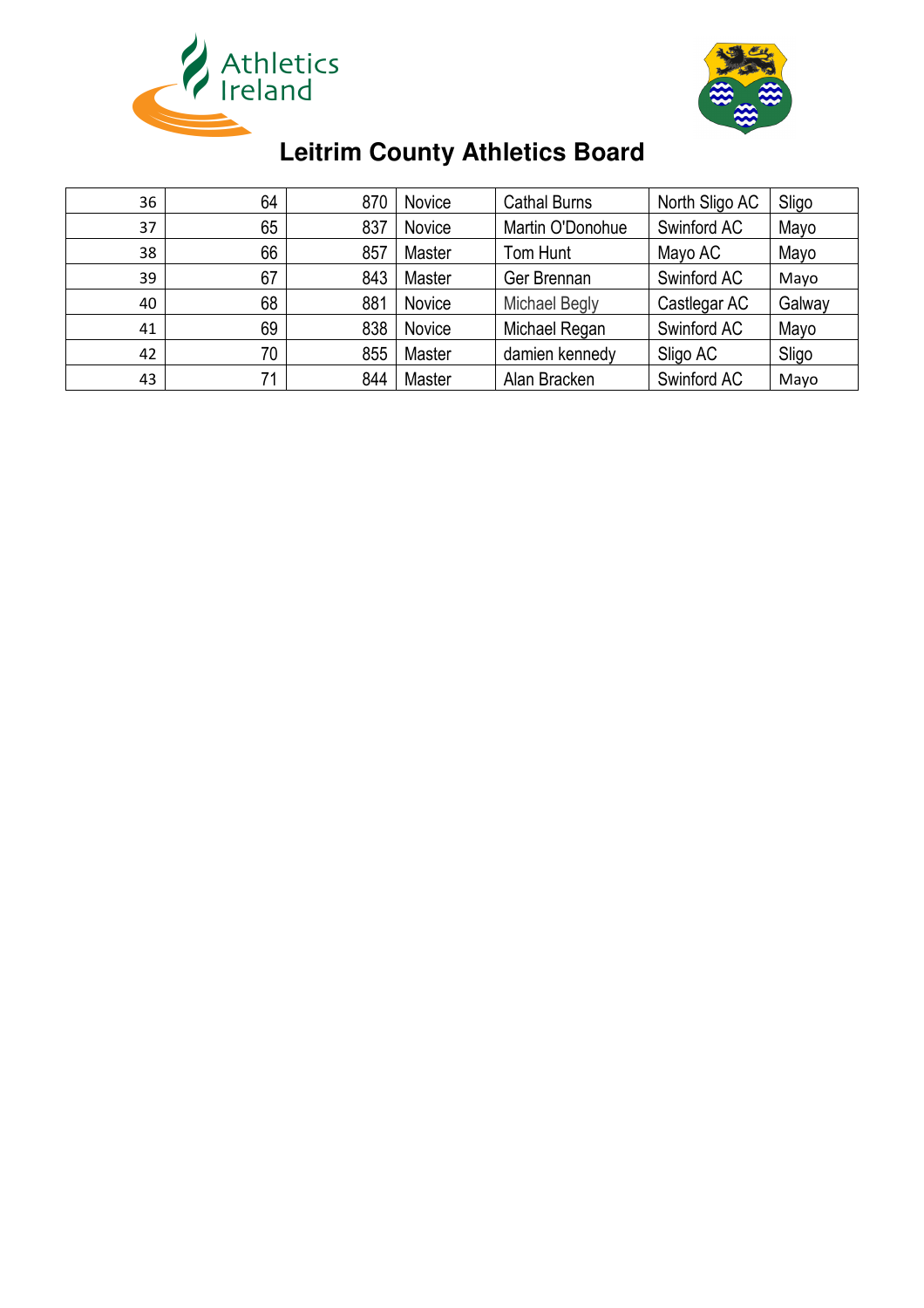# Leitrim County Athletics Board

| | | | | | | |
|---|---|---|---|---|---|---|
| 36 | 64 | 870 | Novice | Cathal Burns | North Sligo AC | Sligo |
| 37 | 65 | 837 | Novice | Martin O'Donohue | Swinford AC | Mayo |
| 38 | 66 | 857 | Master | Tom Hunt | Mayo AC | Mayo |
| 39 | 67 | 843 | Master | Ger Brennan | Swinford AC | Mayo |
| 40 | 68 | 881 | Novice | Michael Begly | Castlegar AC | Galway |
| 41 | 69 | 838 | Novice | Michael Regan | Swinford AC | Mayo |
| 42 | 70 | 855 | Master | damien kennedy | Sligo AC | Sligo |
| 43 | 71 | 844 | Master | Alan Bracken | Swinford AC | Mayo |